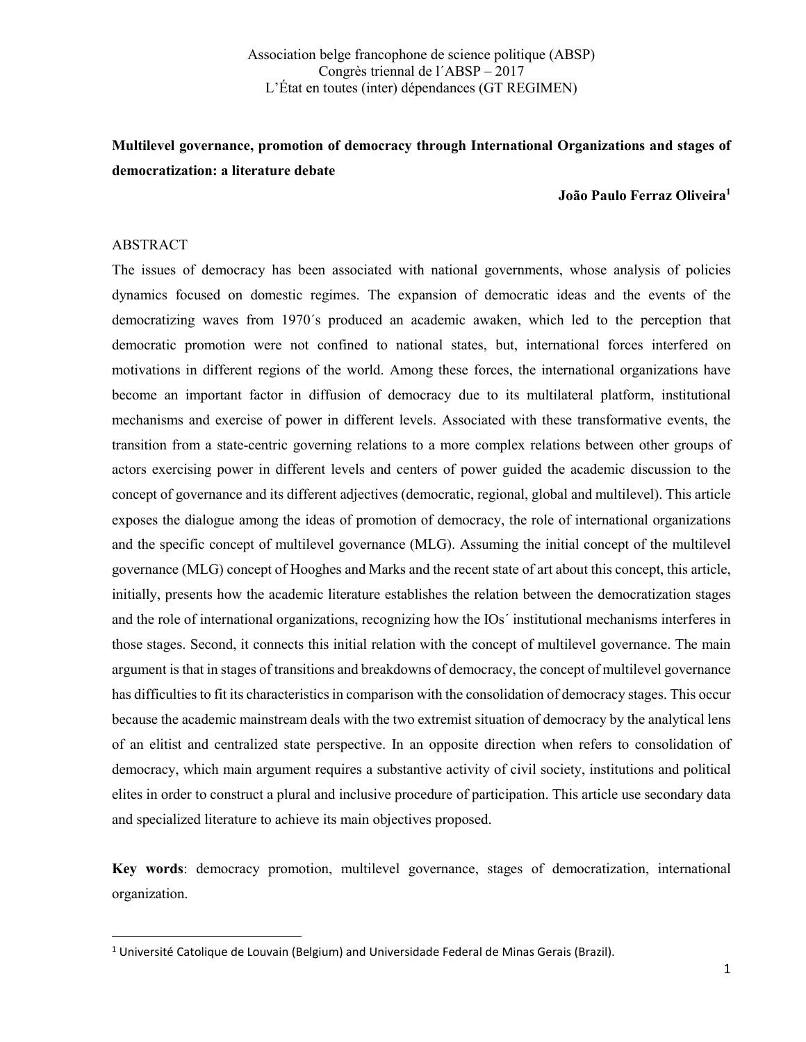Association belge francophone de science politique (ABSP)
Congrès triennal de l´ABSP – 2017
L'État en toutes (inter) dépendances (GT REGIMEN)

**Multilevel governance, promotion of democracy through International Organizations and stages of democratization: a literature debate**

**João Paulo Ferraz Oliveira**[1]

ABSTRACT

The issues of democracy has been associated with national governments, whose analysis of policies dynamics focused on domestic regimes. The expansion of democratic ideas and the events of the democratizing waves from 1970´s produced an academic awaken, which led to the perception that democratic promotion were not confined to national states, but, international forces interfered on motivations in different regions of the world. Among these forces, the international organizations have become an important factor in diffusion of democracy due to its multilateral platform, institutional mechanisms and exercise of power in different levels. Associated with these transformative events, the transition from a state-centric governing relations to a more complex relations between other groups of actors exercising power in different levels and centers of power guided the academic discussion to the concept of governance and its different adjectives (democratic, regional, global and multilevel). This article exposes the dialogue among the ideas of promotion of democracy, the role of international organizations and the specific concept of multilevel governance (MLG). Assuming the initial concept of the multilevel governance (MLG) concept of Hooghes and Marks and the recent state of art about this concept, this article, initially, presents how the academic literature establishes the relation between the democratization stages and the role of international organizations, recognizing how the IOs´ institutional mechanisms interferes in those stages. Second, it connects this initial relation with the concept of multilevel governance. The main argument is that in stages of transitions and breakdowns of democracy, the concept of multilevel governance has difficulties to fit its characteristics in comparison with the consolidation of democracy stages. This occur because the academic mainstream deals with the two extremist situation of democracy by the analytical lens of an elitist and centralized state perspective. In an opposite direction when refers to consolidation of democracy, which main argument requires a substantive activity of civil society, institutions and political elites in order to construct a plural and inclusive procedure of participation. This article use secondary data and specialized literature to achieve its main objectives proposed.

**Key words**: democracy promotion, multilevel governance, stages of democratization, international organization.

[1] Université Catolique de Louvain (Belgium) and Universidade Federal de Minas Gerais (Brazil).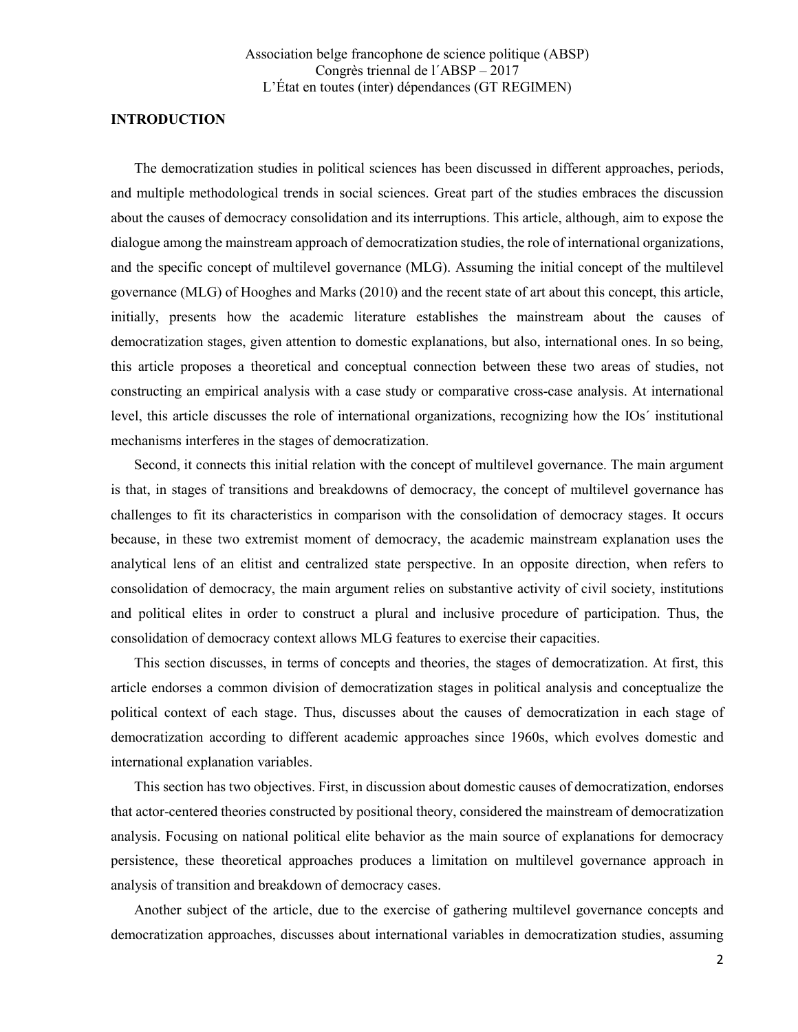## INTRODUCTION

The democratization studies in political sciences has been discussed in different approaches, periods, and multiple methodological trends in social sciences. Great part of the studies embraces the discussion about the causes of democracy consolidation and its interruptions. This article, although, aim to expose the dialogue among the mainstream approach of democratization studies, the role of international organizations, and the specific concept of multilevel governance (MLG). Assuming the initial concept of the multilevel governance (MLG) of Hooghes and Marks (2010) and the recent state of art about this concept, this article, initially, presents how the academic literature establishes the mainstream about the causes of democratization stages, given attention to domestic explanations, but also, international ones. In so being, this article proposes a theoretical and conceptual connection between these two areas of studies, not constructing an empirical analysis with a case study or comparative cross-case analysis. At international level, this article discusses the role of international organizations, recognizing how the IOs´ institutional mechanisms interferes in the stages of democratization.

Second, it connects this initial relation with the concept of multilevel governance. The main argument is that, in stages of transitions and breakdowns of democracy, the concept of multilevel governance has challenges to fit its characteristics in comparison with the consolidation of democracy stages. It occurs because, in these two extremist moment of democracy, the academic mainstream explanation uses the analytical lens of an elitist and centralized state perspective. In an opposite direction, when refers to consolidation of democracy, the main argument relies on substantive activity of civil society, institutions and political elites in order to construct a plural and inclusive procedure of participation. Thus, the consolidation of democracy context allows MLG features to exercise their capacities.

This section discusses, in terms of concepts and theories, the stages of democratization. At first, this article endorses a common division of democratization stages in political analysis and conceptualize the political context of each stage. Thus, discusses about the causes of democratization in each stage of democratization according to different academic approaches since 1960s, which evolves domestic and international explanation variables.

This section has two objectives. First, in discussion about domestic causes of democratization, endorses that actor-centered theories constructed by positional theory, considered the mainstream of democratization analysis. Focusing on national political elite behavior as the main source of explanations for democracy persistence, these theoretical approaches produces a limitation on multilevel governance approach in analysis of transition and breakdown of democracy cases.

Another subject of the article, due to the exercise of gathering multilevel governance concepts and democratization approaches, discusses about international variables in democratization studies, assuming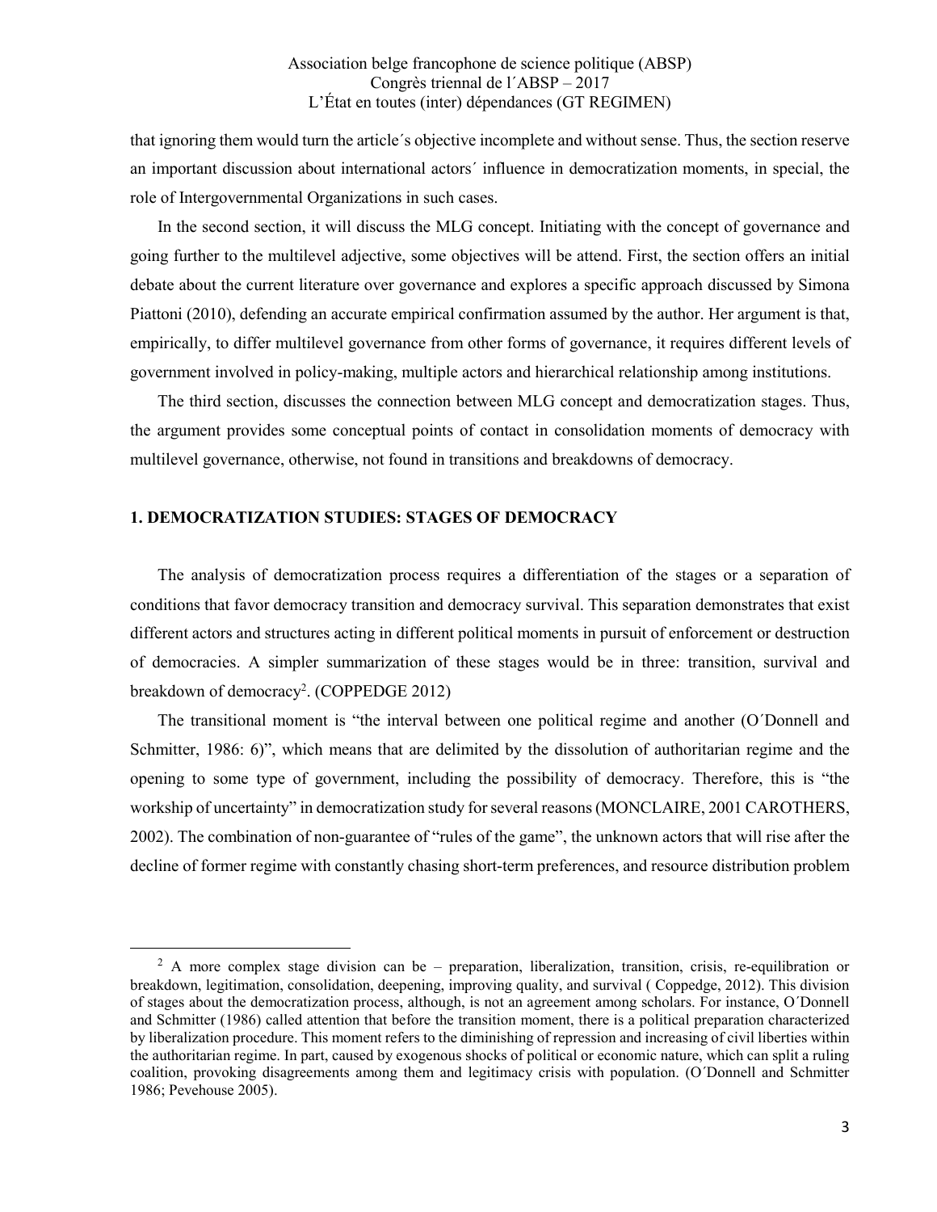that ignoring them would turn the article´s objective incomplete and without sense. Thus, the section reserve an important discussion about international actors´ influence in democratization moments, in special, the role of Intergovernmental Organizations in such cases.

In the second section, it will discuss the MLG concept. Initiating with the concept of governance and going further to the multilevel adjective, some objectives will be attend. First, the section offers an initial debate about the current literature over governance and explores a specific approach discussed by Simona Piattoni (2010), defending an accurate empirical confirmation assumed by the author. Her argument is that, empirically, to differ multilevel governance from other forms of governance, it requires different levels of government involved in policy-making, multiple actors and hierarchical relationship among institutions.

The third section, discusses the connection between MLG concept and democratization stages. Thus, the argument provides some conceptual points of contact in consolidation moments of democracy with multilevel governance, otherwise, not found in transitions and breakdowns of democracy.

## 1. DEMOCRATIZATION STUDIES: STAGES OF DEMOCRACY

The analysis of democratization process requires a differentiation of the stages or a separation of conditions that favor democracy transition and democracy survival. This separation demonstrates that exist different actors and structures acting in different political moments in pursuit of enforcement or destruction of democracies. A simpler summarization of these stages would be in three: transition, survival and breakdown of democracy[2]. (COPPEDGE 2012)

The transitional moment is "the interval between one political regime and another (O´Donnell and Schmitter, 1986: 6)", which means that are delimited by the dissolution of authoritarian regime and the opening to some type of government, including the possibility of democracy. Therefore, this is "the workship of uncertainty" in democratization study for several reasons (MONCLAIRE, 2001 CAROTHERS, 2002). The combination of non-guarantee of "rules of the game", the unknown actors that will rise after the decline of former regime with constantly chasing short-term preferences, and resource distribution problem

[2] A more complex stage division can be – preparation, liberalization, transition, crisis, re-equilibration or breakdown, legitimation, consolidation, deepening, improving quality, and survival ( Coppedge, 2012). This division of stages about the democratization process, although, is not an agreement among scholars. For instance, O´Donnell and Schmitter (1986) called attention that before the transition moment, there is a political preparation characterized by liberalization procedure. This moment refers to the diminishing of repression and increasing of civil liberties within the authoritarian regime. In part, caused by exogenous shocks of political or economic nature, which can split a ruling coalition, provoking disagreements among them and legitimacy crisis with population. (O´Donnell and Schmitter 1986; Pevehouse 2005).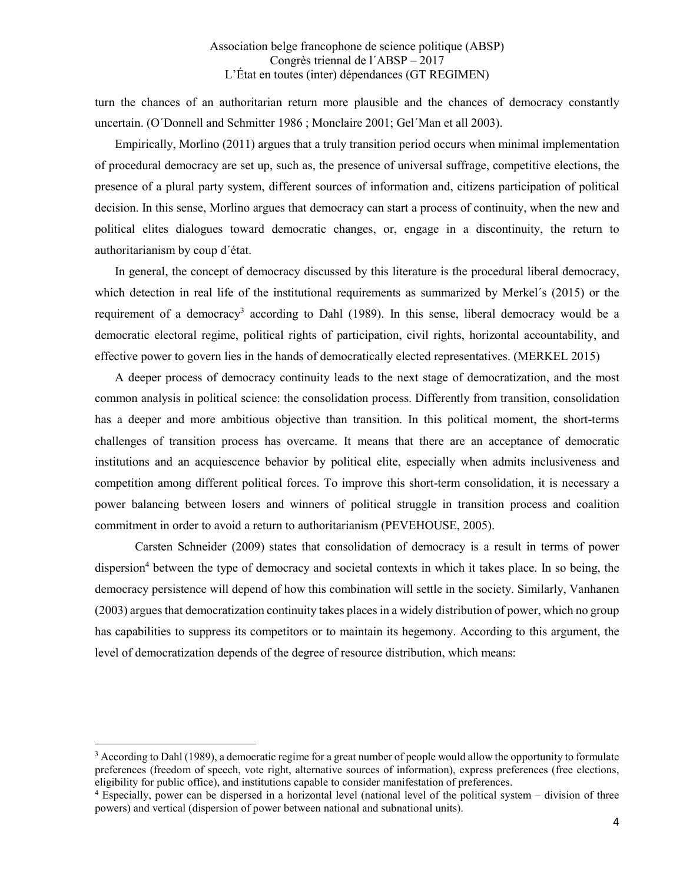turn the chances of an authoritarian return more plausible and the chances of democracy constantly uncertain. (O´Donnell and Schmitter 1986 ; Monclaire 2001; Gel´Man et all 2003).

Empirically, Morlino (2011) argues that a truly transition period occurs when minimal implementation of procedural democracy are set up, such as, the presence of universal suffrage, competitive elections, the presence of a plural party system, different sources of information and, citizens participation of political decision. In this sense, Morlino argues that democracy can start a process of continuity, when the new and political elites dialogues toward democratic changes, or, engage in a discontinuity, the return to authoritarianism by coup d´état.

In general, the concept of democracy discussed by this literature is the procedural liberal democracy, which detection in real life of the institutional requirements as summarized by Merkel´s (2015) or the requirement of a democracy[3] according to Dahl (1989). In this sense, liberal democracy would be a democratic electoral regime, political rights of participation, civil rights, horizontal accountability, and effective power to govern lies in the hands of democratically elected representatives. (MERKEL 2015)

A deeper process of democracy continuity leads to the next stage of democratization, and the most common analysis in political science: the consolidation process. Differently from transition, consolidation has a deeper and more ambitious objective than transition. In this political moment, the short-terms challenges of transition process has overcame. It means that there are an acceptance of democratic institutions and an acquiescence behavior by political elite, especially when admits inclusiveness and competition among different political forces. To improve this short-term consolidation, it is necessary a power balancing between losers and winners of political struggle in transition process and coalition commitment in order to avoid a return to authoritarianism (PEVEHOUSE, 2005).

Carsten Schneider (2009) states that consolidation of democracy is a result in terms of power dispersion[4] between the type of democracy and societal contexts in which it takes place. In so being, the democracy persistence will depend of how this combination will settle in the society. Similarly, Vanhanen (2003) argues that democratization continuity takes places in a widely distribution of power, which no group has capabilities to suppress its competitors or to maintain its hegemony. According to this argument, the level of democratization depends of the degree of resource distribution, which means:

---

[3] According to Dahl (1989), a democratic regime for a great number of people would allow the opportunity to formulate preferences (freedom of speech, vote right, alternative sources of information), express preferences (free elections, eligibility for public office), and institutions capable to consider manifestation of preferences.

[4] Especially, power can be dispersed in a horizontal level (national level of the political system – division of three powers) and vertical (dispersion of power between national and subnational units).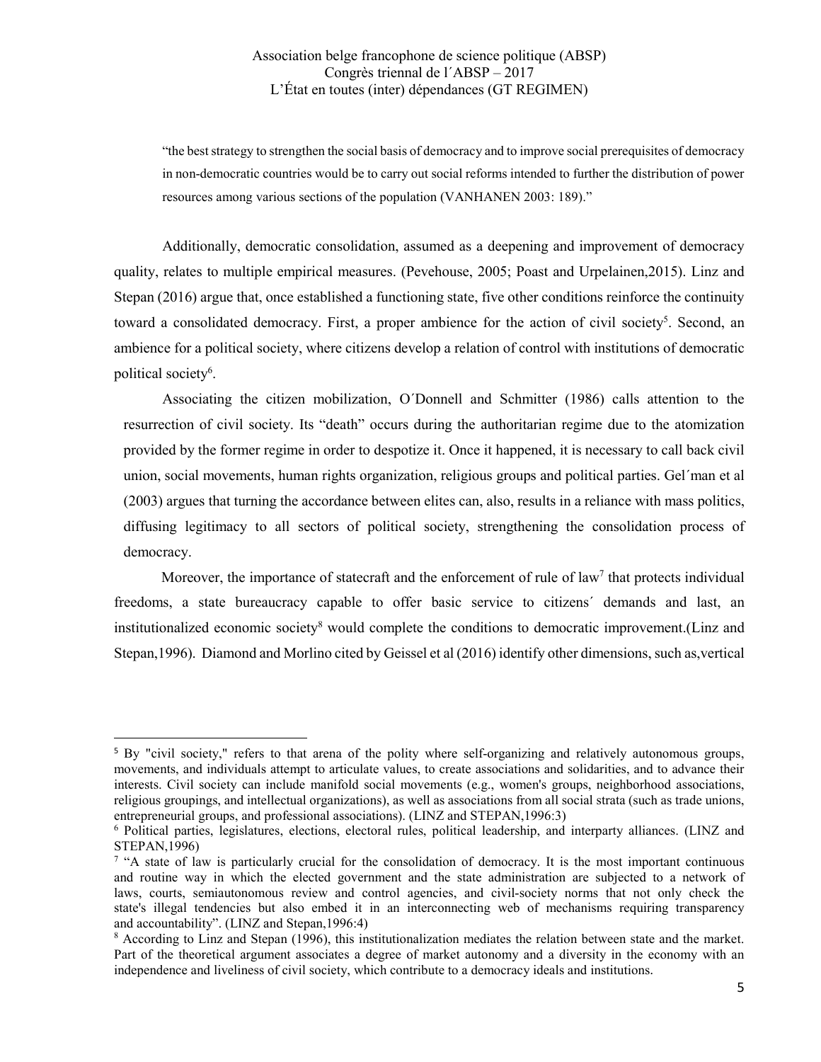> "the best strategy to strengthen the social basis of democracy and to improve social prerequisites of democracy in non-democratic countries would be to carry out social reforms intended to further the distribution of power resources among various sections of the population (VANHANEN 2003: 189)."

Additionally, democratic consolidation, assumed as a deepening and improvement of democracy quality, relates to multiple empirical measures. (Pevehouse, 2005; Poast and Urpelainen,2015). Linz and Stepan (2016) argue that, once established a functioning state, five other conditions reinforce the continuity toward a consolidated democracy. First, a proper ambience for the action of civil society[5]. Second, an ambience for a political society, where citizens develop a relation of control with institutions of democratic political society[6].

Associating the citizen mobilization, O´Donnell and Schmitter (1986) calls attention to the resurrection of civil society. Its "death" occurs during the authoritarian regime due to the atomization provided by the former regime in order to despotize it. Once it happened, it is necessary to call back civil union, social movements, human rights organization, religious groups and political parties. Gel´man et al (2003) argues that turning the accordance between elites can, also, results in a reliance with mass politics, diffusing legitimacy to all sectors of political society, strengthening the consolidation process of democracy.

Moreover, the importance of statecraft and the enforcement of rule of law[7] that protects individual freedoms, a state bureaucracy capable to offer basic service to citizens´ demands and last, an institutionalized economic society[8] would complete the conditions to democratic improvement.(Linz and Stepan,1996). Diamond and Morlino cited by Geissel et al (2016) identify other dimensions, such as,vertical

---

[5] By "civil society," refers to that arena of the polity where self-organizing and relatively autonomous groups, movements, and individuals attempt to articulate values, to create associations and solidarities, and to advance their interests. Civil society can include manifold social movements (e.g., women's groups, neighborhood associations, religious groupings, and intellectual organizations), as well as associations from all social strata (such as trade unions, entrepreneurial groups, and professional associations). (LINZ and STEPAN,1996:3)

[6] Political parties, legislatures, elections, electoral rules, political leadership, and interparty alliances. (LINZ and STEPAN,1996)

[7] "A state of law is particularly crucial for the consolidation of democracy. It is the most important continuous and routine way in which the elected government and the state administration are subjected to a network of laws, courts, semiautonomous review and control agencies, and civil-society norms that not only check the state's illegal tendencies but also embed it in an interconnecting web of mechanisms requiring transparency and accountability". (LINZ and Stepan,1996:4)

[8] According to Linz and Stepan (1996), this institutionalization mediates the relation between state and the market. Part of the theoretical argument associates a degree of market autonomy and a diversity in the economy with an independence and liveliness of civil society, which contribute to a democracy ideals and institutions.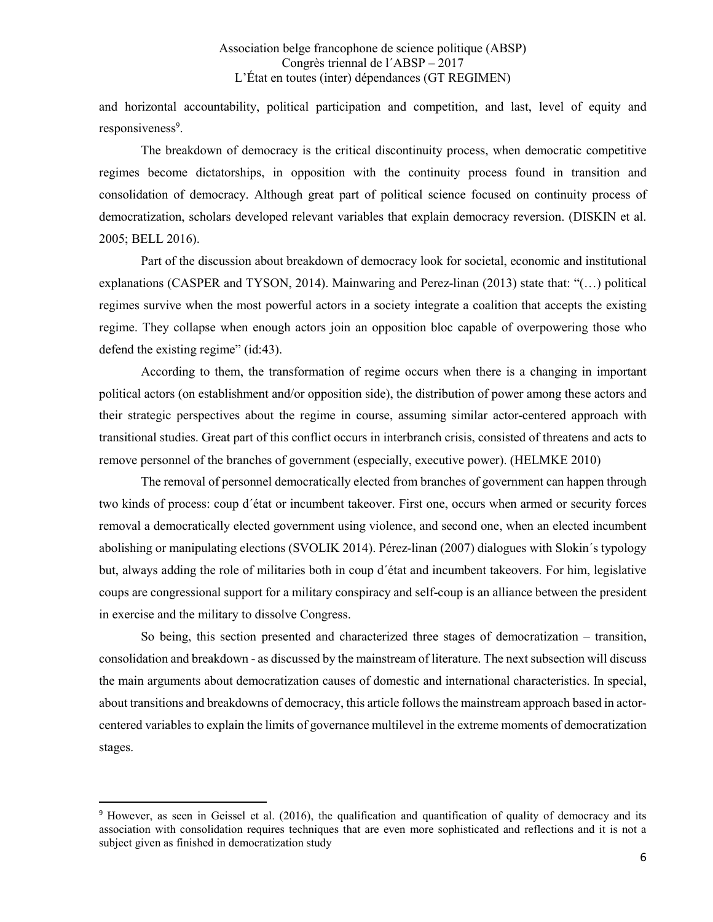and horizontal accountability, political participation and competition, and last, level of equity and responsiveness[9].

The breakdown of democracy is the critical discontinuity process, when democratic competitive regimes become dictatorships, in opposition with the continuity process found in transition and consolidation of democracy. Although great part of political science focused on continuity process of democratization, scholars developed relevant variables that explain democracy reversion. (DISKIN et al. 2005; BELL 2016).

Part of the discussion about breakdown of democracy look for societal, economic and institutional explanations (CASPER and TYSON, 2014). Mainwaring and Perez-linan (2013) state that: "(…) political regimes survive when the most powerful actors in a society integrate a coalition that accepts the existing regime. They collapse when enough actors join an opposition bloc capable of overpowering those who defend the existing regime" (id:43).

According to them, the transformation of regime occurs when there is a changing in important political actors (on establishment and/or opposition side), the distribution of power among these actors and their strategic perspectives about the regime in course, assuming similar actor-centered approach with transitional studies. Great part of this conflict occurs in interbranch crisis, consisted of threatens and acts to remove personnel of the branches of government (especially, executive power). (HELMKE 2010)

The removal of personnel democratically elected from branches of government can happen through two kinds of process: coup d´état or incumbent takeover. First one, occurs when armed or security forces removal a democratically elected government using violence, and second one, when an elected incumbent abolishing or manipulating elections (SVOLIK 2014). Pérez-linan (2007) dialogues with Slokin´s typology but, always adding the role of militaries both in coup d´état and incumbent takeovers. For him, legislative coups are congressional support for a military conspiracy and self-coup is an alliance between the president in exercise and the military to dissolve Congress.

So being, this section presented and characterized three stages of democratization – transition, consolidation and breakdown - as discussed by the mainstream of literature. The next subsection will discuss the main arguments about democratization causes of domestic and international characteristics. In special, about transitions and breakdowns of democracy, this article follows the mainstream approach based in actor-centered variables to explain the limits of governance multilevel in the extreme moments of democratization stages.

[9] However, as seen in Geissel et al. (2016), the qualification and quantification of quality of democracy and its association with consolidation requires techniques that are even more sophisticated and reflections and it is not a subject given as finished in democratization study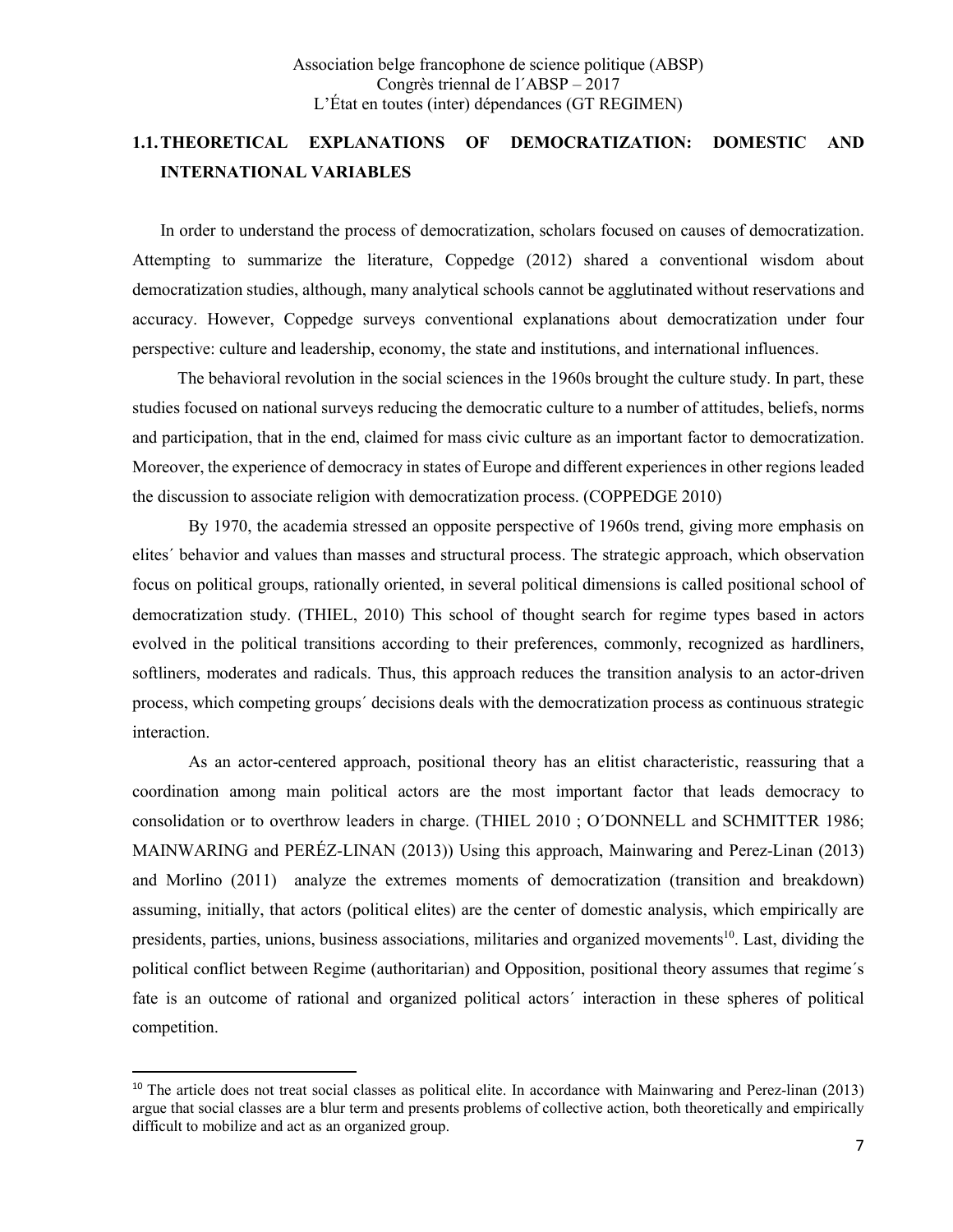## 1.1. THEORETICAL EXPLANATIONS OF DEMOCRATIZATION: DOMESTIC AND INTERNATIONAL VARIABLES

In order to understand the process of democratization, scholars focused on causes of democratization. Attempting to summarize the literature, Coppedge (2012) shared a conventional wisdom about democratization studies, although, many analytical schools cannot be agglutinated without reservations and accuracy. However, Coppedge surveys conventional explanations about democratization under four perspective: culture and leadership, economy, the state and institutions, and international influences.

The behavioral revolution in the social sciences in the 1960s brought the culture study. In part, these studies focused on national surveys reducing the democratic culture to a number of attitudes, beliefs, norms and participation, that in the end, claimed for mass civic culture as an important factor to democratization. Moreover, the experience of democracy in states of Europe and different experiences in other regions leaded the discussion to associate religion with democratization process. (COPPEDGE 2010)

By 1970, the academia stressed an opposite perspective of 1960s trend, giving more emphasis on elites´ behavior and values than masses and structural process. The strategic approach, which observation focus on political groups, rationally oriented, in several political dimensions is called positional school of democratization study. (THIEL, 2010) This school of thought search for regime types based in actors evolved in the political transitions according to their preferences, commonly, recognized as hardliners, softliners, moderates and radicals. Thus, this approach reduces the transition analysis to an actor-driven process, which competing groups´ decisions deals with the democratization process as continuous strategic interaction.

As an actor-centered approach, positional theory has an elitist characteristic, reassuring that a coordination among main political actors are the most important factor that leads democracy to consolidation or to overthrow leaders in charge. (THIEL 2010 ; O´DONNELL and SCHMITTER 1986; MAINWARING and PERÉZ-LINAN (2013)) Using this approach, Mainwaring and Perez-Linan (2013) and Morlino (2011) analyze the extremes moments of democratization (transition and breakdown) assuming, initially, that actors (political elites) are the center of domestic analysis, which empirically are presidents, parties, unions, business associations, militaries and organized movements[10]. Last, dividing the political conflict between Regime (authoritarian) and Opposition, positional theory assumes that regime´s fate is an outcome of rational and organized political actors´ interaction in these spheres of political competition.

[10] The article does not treat social classes as political elite. In accordance with Mainwaring and Perez-linan (2013) argue that social classes are a blur term and presents problems of collective action, both theoretically and empirically difficult to mobilize and act as an organized group.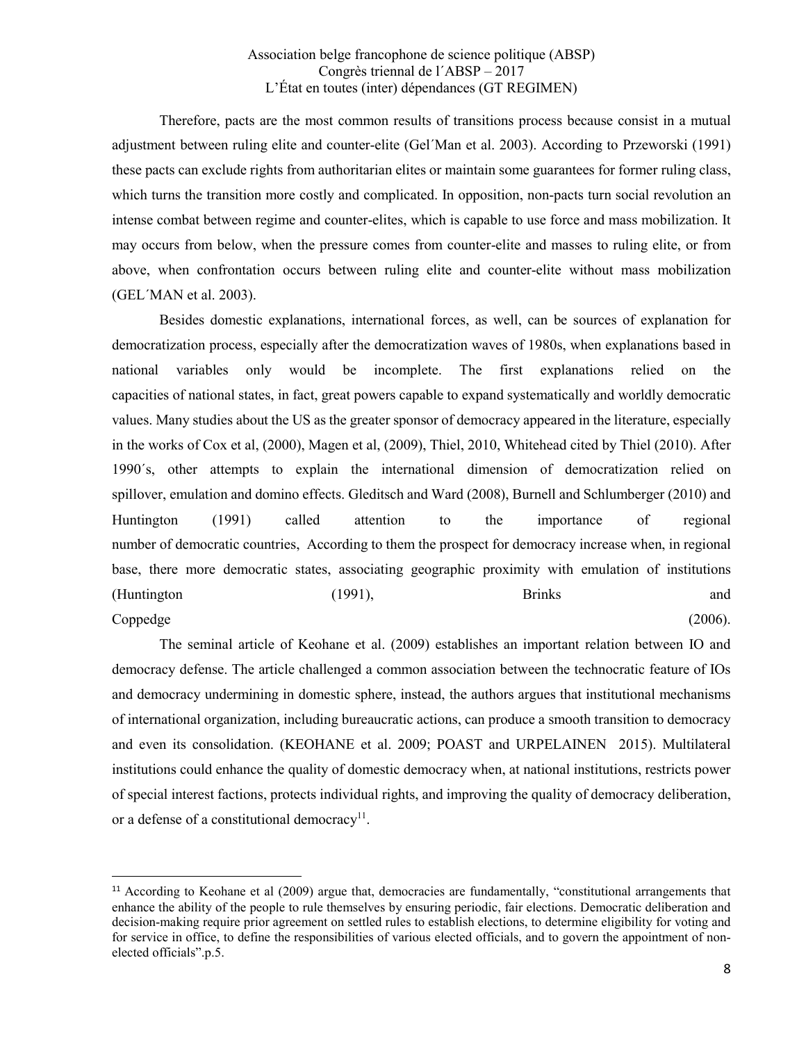Therefore, pacts are the most common results of transitions process because consist in a mutual adjustment between ruling elite and counter-elite (Gel´Man et al. 2003). According to Przeworski (1991) these pacts can exclude rights from authoritarian elites or maintain some guarantees for former ruling class, which turns the transition more costly and complicated. In opposition, non-pacts turn social revolution an intense combat between regime and counter-elites, which is capable to use force and mass mobilization. It may occurs from below, when the pressure comes from counter-elite and masses to ruling elite, or from above, when confrontation occurs between ruling elite and counter-elite without mass mobilization (GEL´MAN et al. 2003).

Besides domestic explanations, international forces, as well, can be sources of explanation for democratization process, especially after the democratization waves of 1980s, when explanations based in national variables only would be incomplete. The first explanations relied on the capacities of national states, in fact, great powers capable to expand systematically and worldly democratic values. Many studies about the US as the greater sponsor of democracy appeared in the literature, especially in the works of Cox et al, (2000), Magen et al, (2009), Thiel, 2010, Whitehead cited by Thiel (2010). After 1990´s, other attempts to explain the international dimension of democratization relied on spillover, emulation and domino effects. Gleditsch and Ward (2008), Burnell and Schlumberger (2010) and Huntington (1991) called attention to the importance of regional number of democratic countries, According to them the prospect for democracy increase when, in regional base, there more democratic states, associating geographic proximity with emulation of institutions (Huntington (1991), Brinks and Coppedge (2006).

The seminal article of Keohane et al. (2009) establishes an important relation between IO and democracy defense. The article challenged a common association between the technocratic feature of IOs and democracy undermining in domestic sphere, instead, the authors argues that institutional mechanisms of international organization, including bureaucratic actions, can produce a smooth transition to democracy and even its consolidation. (KEOHANE et al. 2009; POAST and URPELAINEN 2015). Multilateral institutions could enhance the quality of domestic democracy when, at national institutions, restricts power of special interest factions, protects individual rights, and improving the quality of democracy deliberation, or a defense of a constitutional democracy[11].

[11] According to Keohane et al (2009) argue that, democracies are fundamentally, "constitutional arrangements that enhance the ability of the people to rule themselves by ensuring periodic, fair elections. Democratic deliberation and decision-making require prior agreement on settled rules to establish elections, to determine eligibility for voting and for service in office, to define the responsibilities of various elected officials, and to govern the appointment of non-elected officials".p.5.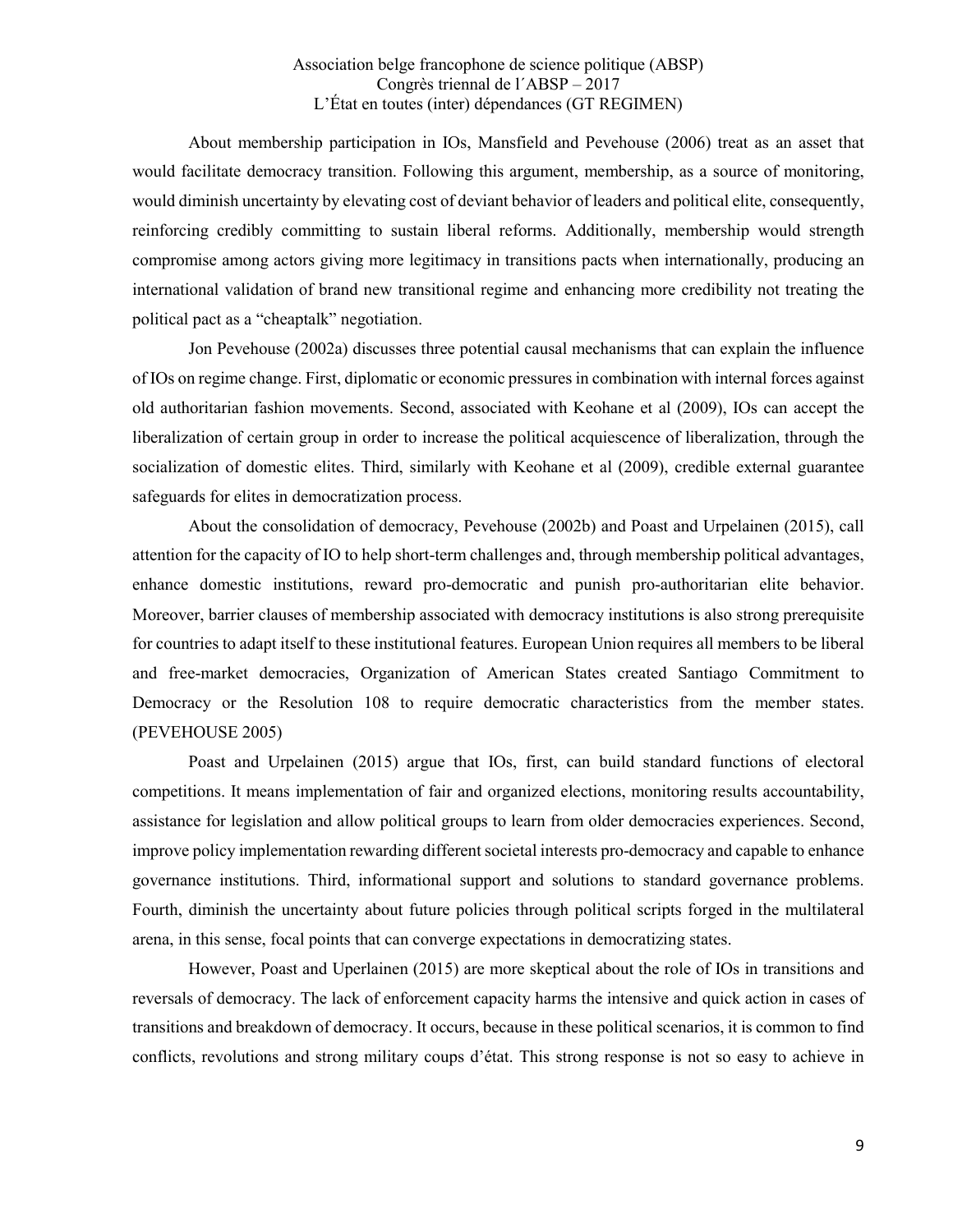About membership participation in IOs, Mansfield and Pevehouse (2006) treat as an asset that would facilitate democracy transition. Following this argument, membership, as a source of monitoring, would diminish uncertainty by elevating cost of deviant behavior of leaders and political elite, consequently, reinforcing credibly committing to sustain liberal reforms. Additionally, membership would strength compromise among actors giving more legitimacy in transitions pacts when internationally, producing an international validation of brand new transitional regime and enhancing more credibility not treating the political pact as a "cheaptalk" negotiation.

Jon Pevehouse (2002a) discusses three potential causal mechanisms that can explain the influence of IOs on regime change. First, diplomatic or economic pressures in combination with internal forces against old authoritarian fashion movements. Second, associated with Keohane et al (2009), IOs can accept the liberalization of certain group in order to increase the political acquiescence of liberalization, through the socialization of domestic elites. Third, similarly with Keohane et al (2009), credible external guarantee safeguards for elites in democratization process.

About the consolidation of democracy, Pevehouse (2002b) and Poast and Urpelainen (2015), call attention for the capacity of IO to help short-term challenges and, through membership political advantages, enhance domestic institutions, reward pro-democratic and punish pro-authoritarian elite behavior. Moreover, barrier clauses of membership associated with democracy institutions is also strong prerequisite for countries to adapt itself to these institutional features. European Union requires all members to be liberal and free-market democracies, Organization of American States created Santiago Commitment to Democracy or the Resolution 108 to require democratic characteristics from the member states. (PEVEHOUSE 2005)

Poast and Urpelainen (2015) argue that IOs, first, can build standard functions of electoral competitions. It means implementation of fair and organized elections, monitoring results accountability, assistance for legislation and allow political groups to learn from older democracies experiences. Second, improve policy implementation rewarding different societal interests pro-democracy and capable to enhance governance institutions. Third, informational support and solutions to standard governance problems. Fourth, diminish the uncertainty about future policies through political scripts forged in the multilateral arena, in this sense, focal points that can converge expectations in democratizing states.

However, Poast and Uperlainen (2015) are more skeptical about the role of IOs in transitions and reversals of democracy. The lack of enforcement capacity harms the intensive and quick action in cases of transitions and breakdown of democracy. It occurs, because in these political scenarios, it is common to find conflicts, revolutions and strong military coups d'état. This strong response is not so easy to achieve in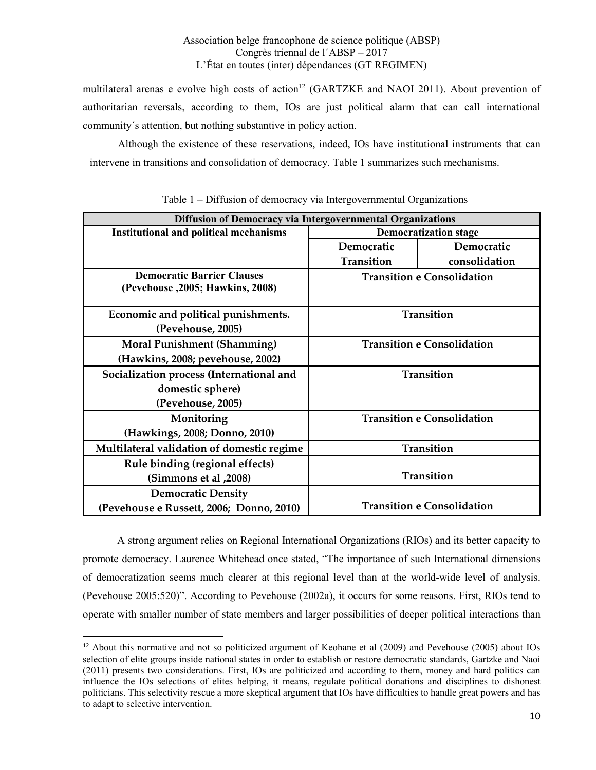multilateral arenas e evolve high costs of action[12] (GARTZKE and NAOI 2011). About prevention of authoritarian reversals, according to them, IOs are just political alarm that can call international community´s attention, but nothing substantive in policy action.

Although the existence of these reservations, indeed, IOs have institutional instruments that can intervene in transitions and consolidation of democracy. Table 1 summarizes such mechanisms.

Table 1 – Diffusion of democracy via Intergovernmental Organizations

| **Diffusion of Democracy via Intergovernmental Organizations** | | |
|---|---|---|
| **Institutional and political mechanisms** | **Democratization stage** | |
| | **Democratic Transition** | **Democratic consolidation** |
| **Democratic Barrier Clauses (Pevehouse ,2005; Hawkins, 2008)** | **Transition e Consolidation** | |
| **Economic and political punishments. (Pevehouse, 2005)** | **Transition** | |
| **Moral Punishment (Shamming) (Hawkins, 2008; pevehouse, 2002)** | **Transition e Consolidation** | |
| **Socialization process (International and domestic sphere) (Pevehouse, 2005)** | **Transition** | |
| **Monitoring (Hawkings, 2008; Donno, 2010)** | **Transition e Consolidation** | |
| **Multilateral validation of domestic regime** | **Transition** | |
| **Rule binding (regional effects) (Simmons et al ,2008)** | **Transition** | |
| **Democratic Density (Pevehouse e Russett, 2006; Donno, 2010)** | **Transition e Consolidation** | |

A strong argument relies on Regional International Organizations (RIOs) and its better capacity to promote democracy. Laurence Whitehead once stated, "The importance of such International dimensions of democratization seems much clearer at this regional level than at the world-wide level of analysis. (Pevehouse 2005:520)". According to Pevehouse (2002a), it occurs for some reasons. First, RIOs tend to operate with smaller number of state members and larger possibilities of deeper political interactions than

[12] About this normative and not so politicized argument of Keohane et al (2009) and Pevehouse (2005) about IOs selection of elite groups inside national states in order to establish or restore democratic standards, Gartzke and Naoi (2011) presents two considerations. First, IOs are politicized and according to them, money and hard politics can influence the IOs selections of elites helping, it means, regulate political donations and disciplines to dishonest politicians. This selectivity rescue a more skeptical argument that IOs have difficulties to handle great powers and has to adapt to selective intervention.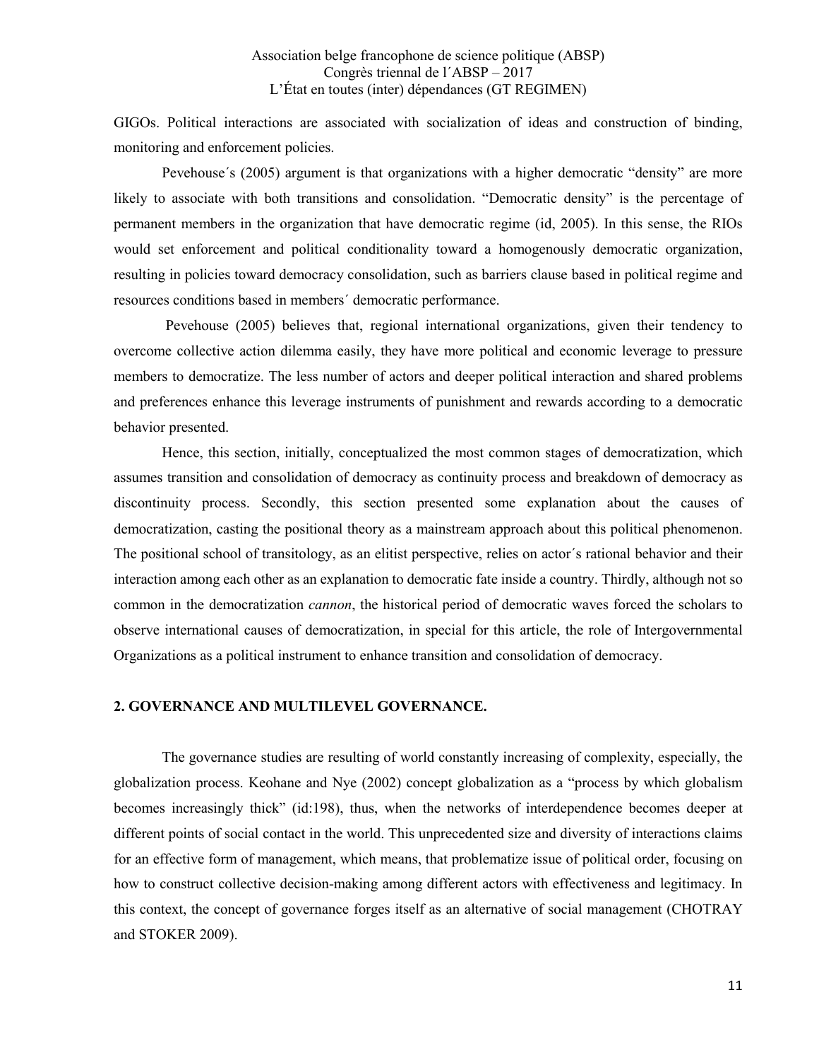GIGOs. Political interactions are associated with socialization of ideas and construction of binding, monitoring and enforcement policies.

Pevehouse´s (2005) argument is that organizations with a higher democratic "density" are more likely to associate with both transitions and consolidation. "Democratic density" is the percentage of permanent members in the organization that have democratic regime (id, 2005). In this sense, the RIOs would set enforcement and political conditionality toward a homogenously democratic organization, resulting in policies toward democracy consolidation, such as barriers clause based in political regime and resources conditions based in members´ democratic performance.

Pevehouse (2005) believes that, regional international organizations, given their tendency to overcome collective action dilemma easily, they have more political and economic leverage to pressure members to democratize. The less number of actors and deeper political interaction and shared problems and preferences enhance this leverage instruments of punishment and rewards according to a democratic behavior presented.

Hence, this section, initially, conceptualized the most common stages of democratization, which assumes transition and consolidation of democracy as continuity process and breakdown of democracy as discontinuity process. Secondly, this section presented some explanation about the causes of democratization, casting the positional theory as a mainstream approach about this political phenomenon. The positional school of transitology, as an elitist perspective, relies on actor´s rational behavior and their interaction among each other as an explanation to democratic fate inside a country. Thirdly, although not so common in the democratization *cannon*, the historical period of democratic waves forced the scholars to observe international causes of democratization, in special for this article, the role of Intergovernmental Organizations as a political instrument to enhance transition and consolidation of democracy.

## 2. GOVERNANCE AND MULTILEVEL GOVERNANCE.

The governance studies are resulting of world constantly increasing of complexity, especially, the globalization process. Keohane and Nye (2002) concept globalization as a "process by which globalism becomes increasingly thick" (id:198), thus, when the networks of interdependence becomes deeper at different points of social contact in the world. This unprecedented size and diversity of interactions claims for an effective form of management, which means, that problematize issue of political order, focusing on how to construct collective decision-making among different actors with effectiveness and legitimacy. In this context, the concept of governance forges itself as an alternative of social management (CHOTRAY and STOKER 2009).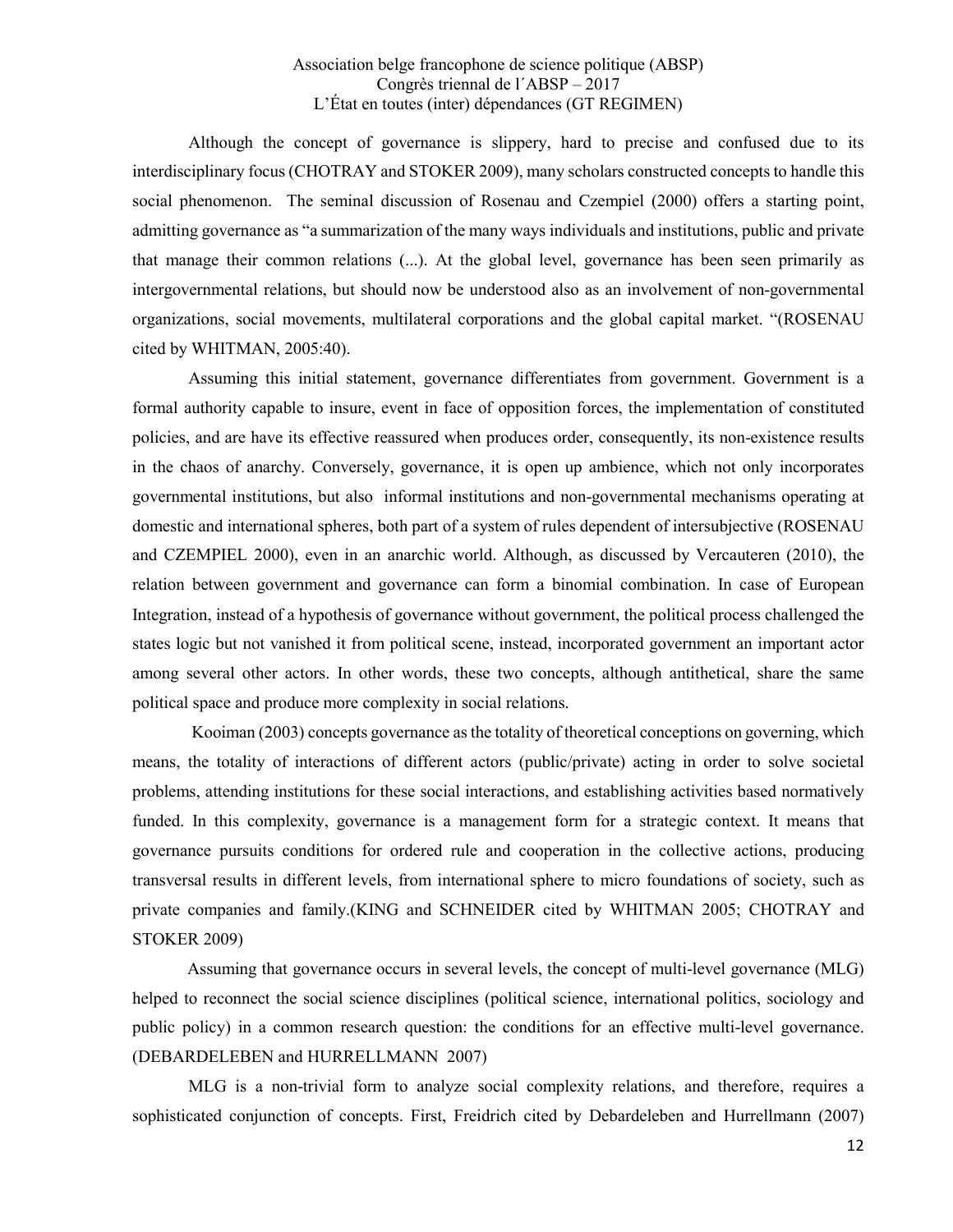Although the concept of governance is slippery, hard to precise and confused due to its interdisciplinary focus (CHOTRAY and STOKER 2009), many scholars constructed concepts to handle this social phenomenon. The seminal discussion of Rosenau and Czempiel (2000) offers a starting point, admitting governance as "a summarization of the many ways individuals and institutions, public and private that manage their common relations (...). At the global level, governance has been seen primarily as intergovernmental relations, but should now be understood also as an involvement of non-governmental organizations, social movements, multilateral corporations and the global capital market. "(ROSENAU cited by WHITMAN, 2005:40).

Assuming this initial statement, governance differentiates from government. Government is a formal authority capable to insure, event in face of opposition forces, the implementation of constituted policies, and are have its effective reassured when produces order, consequently, its non-existence results in the chaos of anarchy. Conversely, governance, it is open up ambience, which not only incorporates governmental institutions, but also informal institutions and non-governmental mechanisms operating at domestic and international spheres, both part of a system of rules dependent of intersubjective (ROSENAU and CZEMPIEL 2000), even in an anarchic world. Although, as discussed by Vercauteren (2010), the relation between government and governance can form a binomial combination. In case of European Integration, instead of a hypothesis of governance without government, the political process challenged the states logic but not vanished it from political scene, instead, incorporated government an important actor among several other actors. In other words, these two concepts, although antithetical, share the same political space and produce more complexity in social relations.

Kooiman (2003) concepts governance as the totality of theoretical conceptions on governing, which means, the totality of interactions of different actors (public/private) acting in order to solve societal problems, attending institutions for these social interactions, and establishing activities based normatively funded. In this complexity, governance is a management form for a strategic context. It means that governance pursuits conditions for ordered rule and cooperation in the collective actions, producing transversal results in different levels, from international sphere to micro foundations of society, such as private companies and family.(KING and SCHNEIDER cited by WHITMAN 2005; CHOTRAY and STOKER 2009)

Assuming that governance occurs in several levels, the concept of multi-level governance (MLG) helped to reconnect the social science disciplines (political science, international politics, sociology and public policy) in a common research question: the conditions for an effective multi-level governance. (DEBARDELEBEN and HURRELLMANN 2007)

MLG is a non-trivial form to analyze social complexity relations, and therefore, requires a sophisticated conjunction of concepts. First, Freidrich cited by Debardeleben and Hurrellmann (2007)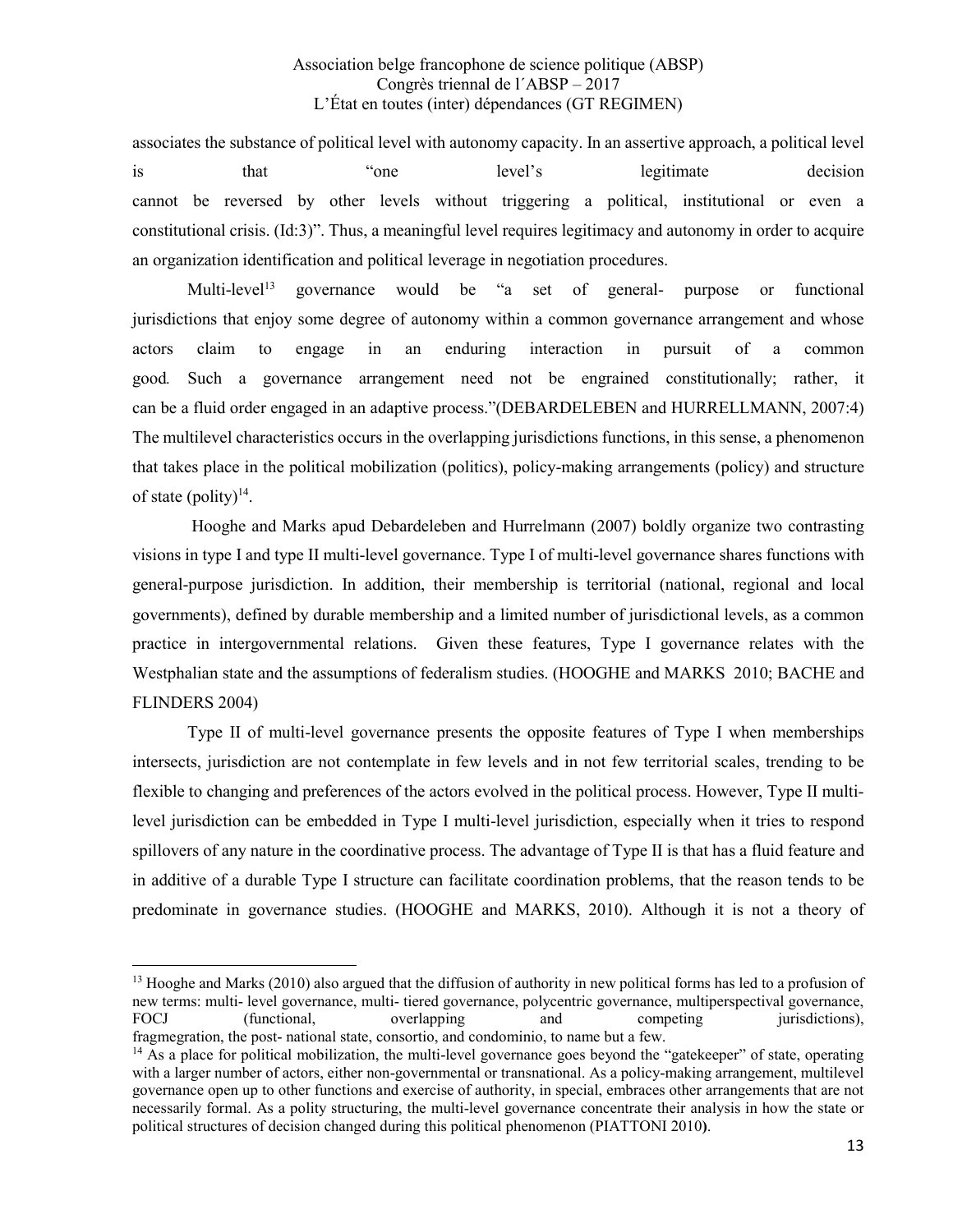associates the substance of political level with autonomy capacity. In an assertive approach, a political level is that "one level's legitimate decision cannot be reversed by other levels without triggering a political, institutional or even a constitutional crisis. (Id:3)". Thus, a meaningful level requires legitimacy and autonomy in order to acquire an organization identification and political leverage in negotiation procedures.

Multi-level[13] governance would be "a set of general- purpose or functional jurisdictions that enjoy some degree of autonomy within a common governance arrangement and whose actors claim to engage in an enduring interaction in pursuit of a common good*.* Such a governance arrangement need not be engrained constitutionally; rather, it can be a fluid order engaged in an adaptive process."(DEBARDELEBEN and HURRELLMANN, 2007:4) The multilevel characteristics occurs in the overlapping jurisdictions functions, in this sense, a phenomenon that takes place in the political mobilization (politics), policy-making arrangements (policy) and structure of state (polity)[14].

Hooghe and Marks apud Debardeleben and Hurrelmann (2007) boldly organize two contrasting visions in type I and type II multi-level governance. Type I of multi-level governance shares functions with general-purpose jurisdiction. In addition, their membership is territorial (national, regional and local governments), defined by durable membership and a limited number of jurisdictional levels, as a common practice in intergovernmental relations. Given these features, Type I governance relates with the Westphalian state and the assumptions of federalism studies. (HOOGHE and MARKS 2010; BACHE and FLINDERS 2004)

Type II of multi-level governance presents the opposite features of Type I when memberships intersects, jurisdiction are not contemplate in few levels and in not few territorial scales, trending to be flexible to changing and preferences of the actors evolved in the political process. However, Type II multi-level jurisdiction can be embedded in Type I multi-level jurisdiction, especially when it tries to respond spillovers of any nature in the coordinative process. The advantage of Type II is that has a fluid feature and in additive of a durable Type I structure can facilitate coordination problems, that the reason tends to be predominate in governance studies. (HOOGHE and MARKS, 2010). Although it is not a theory of

---

[13] Hooghe and Marks (2010) also argued that the diffusion of authority in new political forms has led to a profusion of new terms: multi- level governance, multi- tiered governance, polycentric governance, multiperspectival governance, FOCJ (functional, overlapping and competing jurisdictions), fragmegration, the post- national state, consortio, and condominio, to name but a few.

[14] As a place for political mobilization, the multi-level governance goes beyond the "gatekeeper" of state, operating with a larger number of actors, either non-governmental or transnational. As a policy-making arrangement, multilevel governance open up to other functions and exercise of authority, in special, embraces other arrangements that are not necessarily formal. As a polity structuring, the multi-level governance concentrate their analysis in how the state or political structures of decision changed during this political phenomenon (PIATTONI 2010**)**.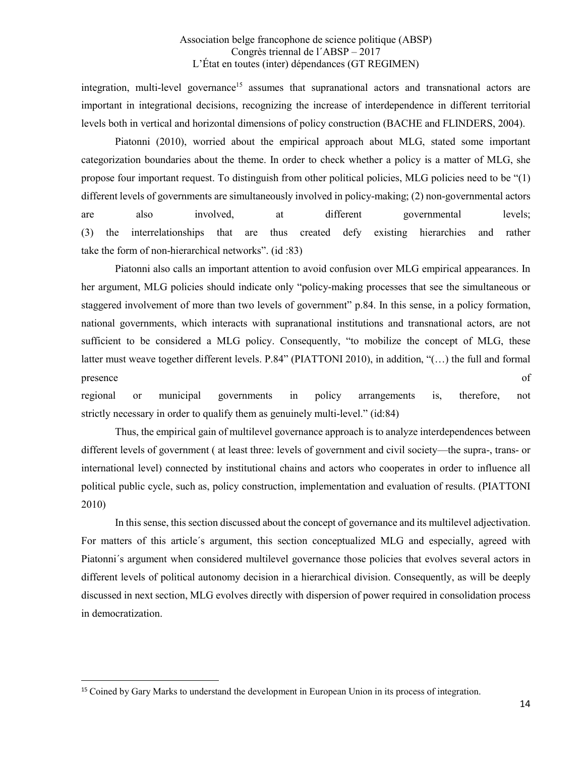integration, multi-level governance[15] assumes that supranational actors and transnational actors are important in integrational decisions, recognizing the increase of interdependence in different territorial levels both in vertical and horizontal dimensions of policy construction (BACHE and FLINDERS, 2004).

Piatonni (2010), worried about the empirical approach about MLG, stated some important categorization boundaries about the theme. In order to check whether a policy is a matter of MLG, she propose four important request. To distinguish from other political policies, MLG policies need to be "(1) different levels of governments are simultaneously involved in policy-making; (2) non-governmental actors are also involved, at different governmental levels; (3) the interrelationships that are thus created defy existing hierarchies and rather take the form of non-hierarchical networks". (id :83)

Piatonni also calls an important attention to avoid confusion over MLG empirical appearances. In her argument, MLG policies should indicate only "policy-making processes that see the simultaneous or staggered involvement of more than two levels of government" p.84. In this sense, in a policy formation, national governments, which interacts with supranational institutions and transnational actors, are not sufficient to be considered a MLG policy. Consequently, "to mobilize the concept of MLG, these latter must weave together different levels. P.84" (PIATTONI 2010), in addition, "(…) the full and formal presence of regional or municipal governments in policy arrangements is, therefore, not strictly necessary in order to qualify them as genuinely multi-level." (id:84)

Thus, the empirical gain of multilevel governance approach is to analyze interdependences between different levels of government ( at least three: levels of government and civil society—the supra-, trans- or international level) connected by institutional chains and actors who cooperates in order to influence all political public cycle, such as, policy construction, implementation and evaluation of results. (PIATTONI 2010)

In this sense, this section discussed about the concept of governance and its multilevel adjectivation. For matters of this article´s argument, this section conceptualized MLG and especially, agreed with Piatonni´s argument when considered multilevel governance those policies that evolves several actors in different levels of political autonomy decision in a hierarchical division. Consequently, as will be deeply discussed in next section, MLG evolves directly with dispersion of power required in consolidation process in democratization.

---

[15] Coined by Gary Marks to understand the development in European Union in its process of integration.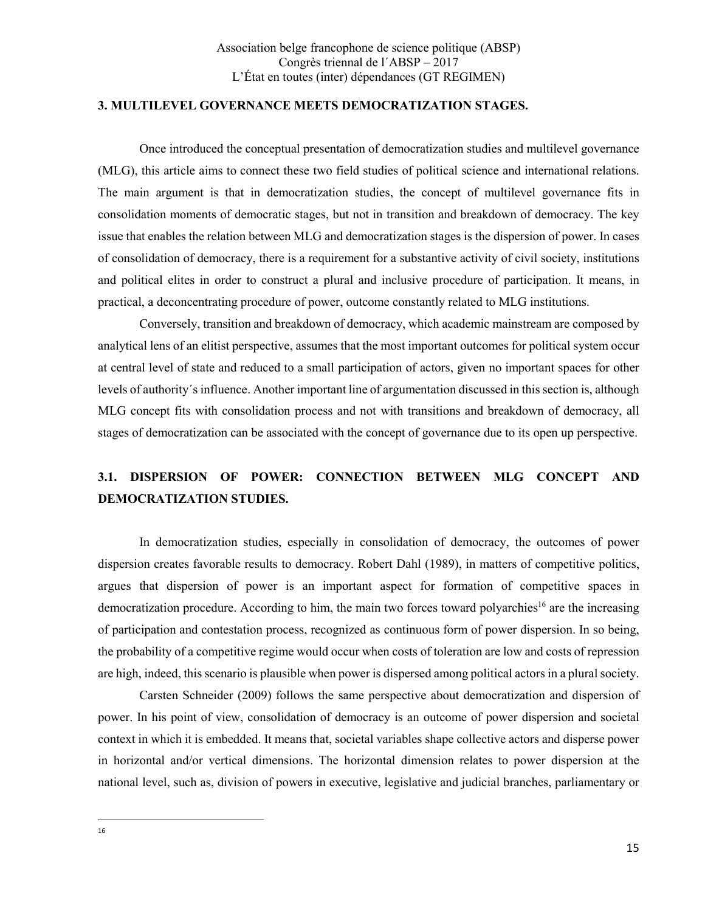### 3. MULTILEVEL GOVERNANCE MEETS DEMOCRATIZATION STAGES.

Once introduced the conceptual presentation of democratization studies and multilevel governance (MLG), this article aims to connect these two field studies of political science and international relations. The main argument is that in democratization studies, the concept of multilevel governance fits in consolidation moments of democratic stages, but not in transition and breakdown of democracy. The key issue that enables the relation between MLG and democratization stages is the dispersion of power. In cases of consolidation of democracy, there is a requirement for a substantive activity of civil society, institutions and political elites in order to construct a plural and inclusive procedure of participation. It means, in practical, a deconcentrating procedure of power, outcome constantly related to MLG institutions.

Conversely, transition and breakdown of democracy, which academic mainstream are composed by analytical lens of an elitist perspective, assumes that the most important outcomes for political system occur at central level of state and reduced to a small participation of actors, given no important spaces for other levels of authority´s influence. Another important line of argumentation discussed in this section is, although MLG concept fits with consolidation process and not with transitions and breakdown of democracy, all stages of democratization can be associated with the concept of governance due to its open up perspective.

#### 3.1. DISPERSION OF POWER: CONNECTION BETWEEN MLG CONCEPT AND DEMOCRATIZATION STUDIES.

In democratization studies, especially in consolidation of democracy, the outcomes of power dispersion creates favorable results to democracy. Robert Dahl (1989), in matters of competitive politics, argues that dispersion of power is an important aspect for formation of competitive spaces in democratization procedure. According to him, the main two forces toward polyarchies[16] are the increasing of participation and contestation process, recognized as continuous form of power dispersion. In so being, the probability of a competitive regime would occur when costs of toleration are low and costs of repression are high, indeed, this scenario is plausible when power is dispersed among political actors in a plural society.

Carsten Schneider (2009) follows the same perspective about democratization and dispersion of power. In his point of view, consolidation of democracy is an outcome of power dispersion and societal context in which it is embedded. It means that, societal variables shape collective actors and disperse power in horizontal and/or vertical dimensions. The horizontal dimension relates to power dispersion at the national level, such as, division of powers in executive, legislative and judicial branches, parliamentary or

[16]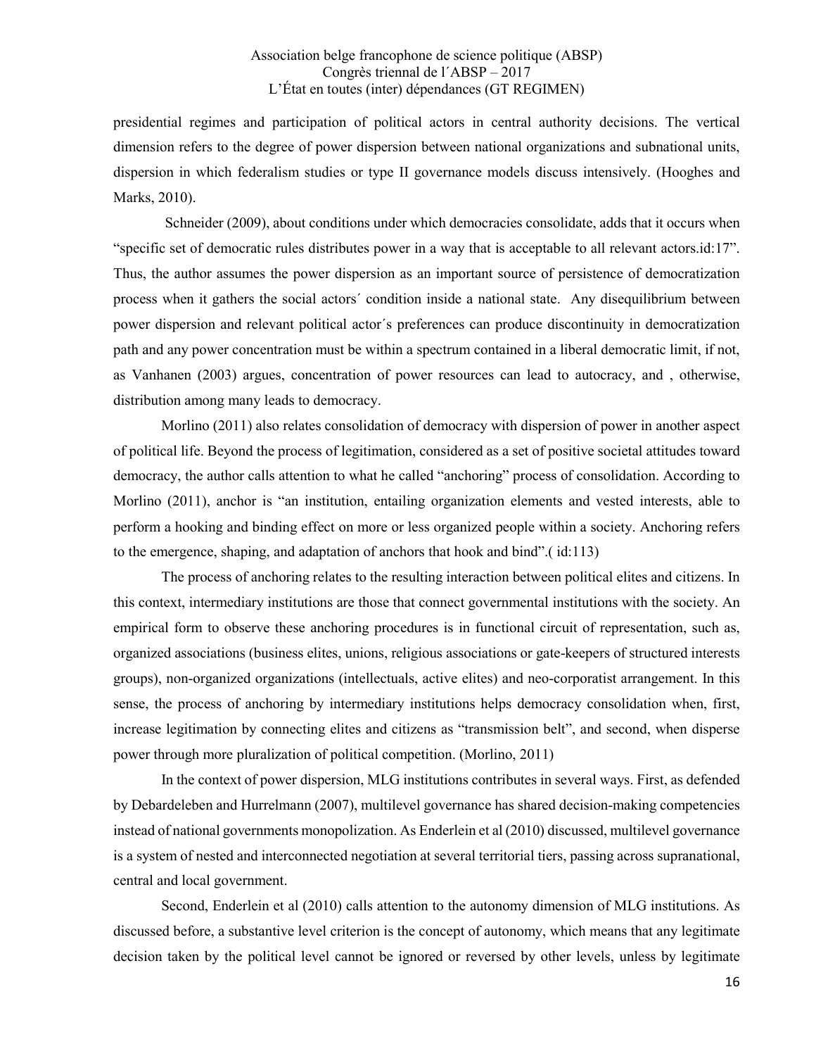presidential regimes and participation of political actors in central authority decisions. The vertical dimension refers to the degree of power dispersion between national organizations and subnational units, dispersion in which federalism studies or type II governance models discuss intensively. (Hooghes and Marks, 2010).

Schneider (2009), about conditions under which democracies consolidate, adds that it occurs when "specific set of democratic rules distributes power in a way that is acceptable to all relevant actors.id:17". Thus, the author assumes the power dispersion as an important source of persistence of democratization process when it gathers the social actors´ condition inside a national state. Any disequilibrium between power dispersion and relevant political actor´s preferences can produce discontinuity in democratization path and any power concentration must be within a spectrum contained in a liberal democratic limit, if not, as Vanhanen (2003) argues, concentration of power resources can lead to autocracy, and , otherwise, distribution among many leads to democracy.

Morlino (2011) also relates consolidation of democracy with dispersion of power in another aspect of political life. Beyond the process of legitimation, considered as a set of positive societal attitudes toward democracy, the author calls attention to what he called "anchoring" process of consolidation. According to Morlino (2011), anchor is "an institution, entailing organization elements and vested interests, able to perform a hooking and binding effect on more or less organized people within a society. Anchoring refers to the emergence, shaping, and adaptation of anchors that hook and bind".( id:113)

The process of anchoring relates to the resulting interaction between political elites and citizens. In this context, intermediary institutions are those that connect governmental institutions with the society. An empirical form to observe these anchoring procedures is in functional circuit of representation, such as, organized associations (business elites, unions, religious associations or gate-keepers of structured interests groups), non-organized organizations (intellectuals, active elites) and neo-corporatist arrangement. In this sense, the process of anchoring by intermediary institutions helps democracy consolidation when, first, increase legitimation by connecting elites and citizens as "transmission belt", and second, when disperse power through more pluralization of political competition. (Morlino, 2011)

In the context of power dispersion, MLG institutions contributes in several ways. First, as defended by Debardeleben and Hurrelmann (2007), multilevel governance has shared decision-making competencies instead of national governments monopolization. As Enderlein et al (2010) discussed, multilevel governance is a system of nested and interconnected negotiation at several territorial tiers, passing across supranational, central and local government.

Second, Enderlein et al (2010) calls attention to the autonomy dimension of MLG institutions. As discussed before, a substantive level criterion is the concept of autonomy, which means that any legitimate decision taken by the political level cannot be ignored or reversed by other levels, unless by legitimate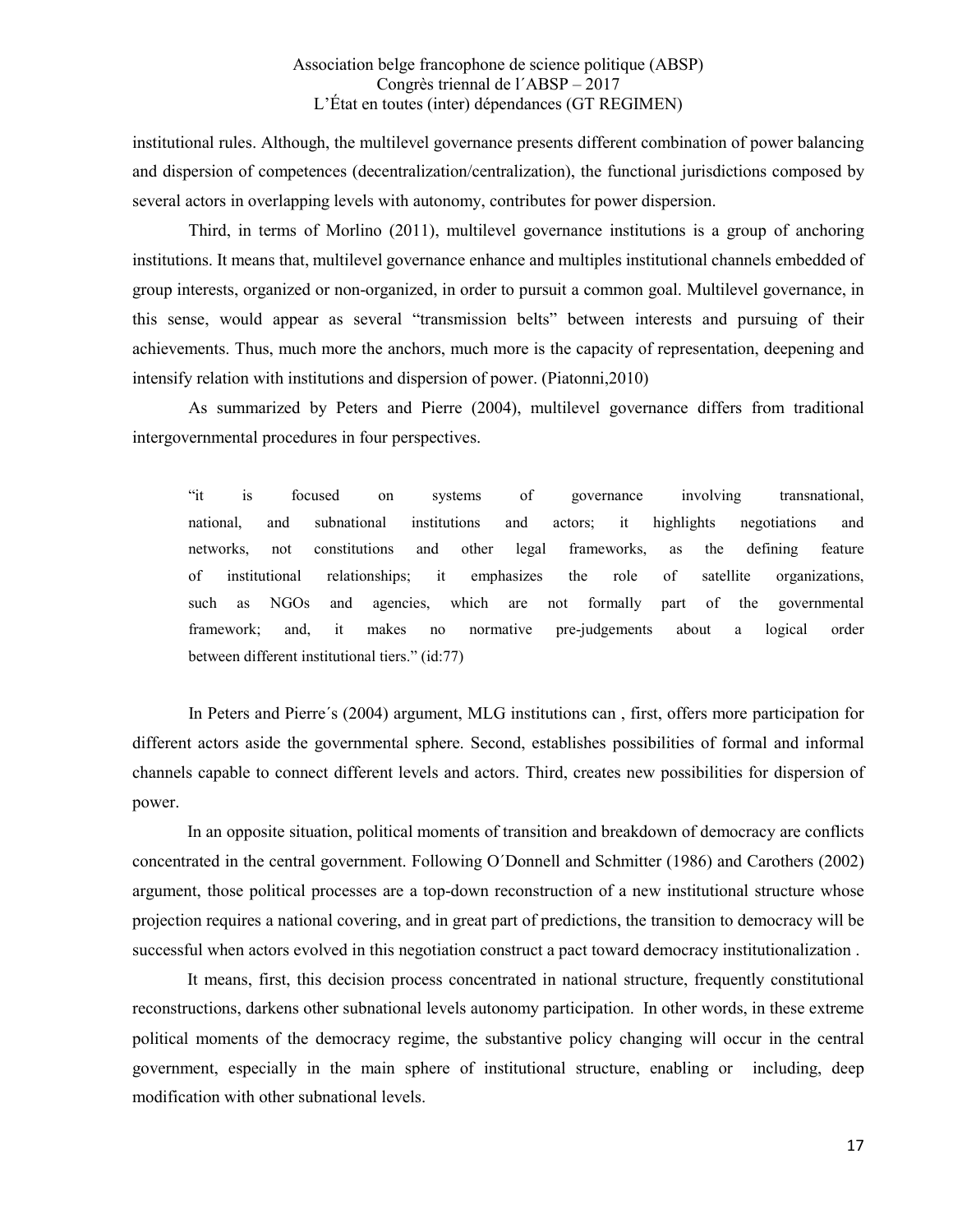institutional rules. Although, the multilevel governance presents different combination of power balancing and dispersion of competences (decentralization/centralization), the functional jurisdictions composed by several actors in overlapping levels with autonomy, contributes for power dispersion.

Third, in terms of Morlino (2011), multilevel governance institutions is a group of anchoring institutions. It means that, multilevel governance enhance and multiples institutional channels embedded of group interests, organized or non-organized, in order to pursuit a common goal. Multilevel governance, in this sense, would appear as several "transmission belts" between interests and pursuing of their achievements. Thus, much more the anchors, much more is the capacity of representation, deepening and intensify relation with institutions and dispersion of power. (Piatonni,2010)

As summarized by Peters and Pierre (2004), multilevel governance differs from traditional intergovernmental procedures in four perspectives.

> "it is focused on systems of governance involving transnational, national, and subnational institutions and actors; it highlights negotiations and networks, not constitutions and other legal frameworks, as the defining feature of institutional relationships; it emphasizes the role of satellite organizations, such as NGOs and agencies, which are not formally part of the governmental framework; and, it makes no normative pre-judgements about a logical order between different institutional tiers." (id:77)

In Peters and Pierre´s (2004) argument, MLG institutions can , first, offers more participation for different actors aside the governmental sphere. Second, establishes possibilities of formal and informal channels capable to connect different levels and actors. Third, creates new possibilities for dispersion of power.

In an opposite situation, political moments of transition and breakdown of democracy are conflicts concentrated in the central government. Following O´Donnell and Schmitter (1986) and Carothers (2002) argument, those political processes are a top-down reconstruction of a new institutional structure whose projection requires a national covering, and in great part of predictions, the transition to democracy will be successful when actors evolved in this negotiation construct a pact toward democracy institutionalization .

It means, first, this decision process concentrated in national structure, frequently constitutional reconstructions, darkens other subnational levels autonomy participation. In other words, in these extreme political moments of the democracy regime, the substantive policy changing will occur in the central government, especially in the main sphere of institutional structure, enabling or including, deep modification with other subnational levels.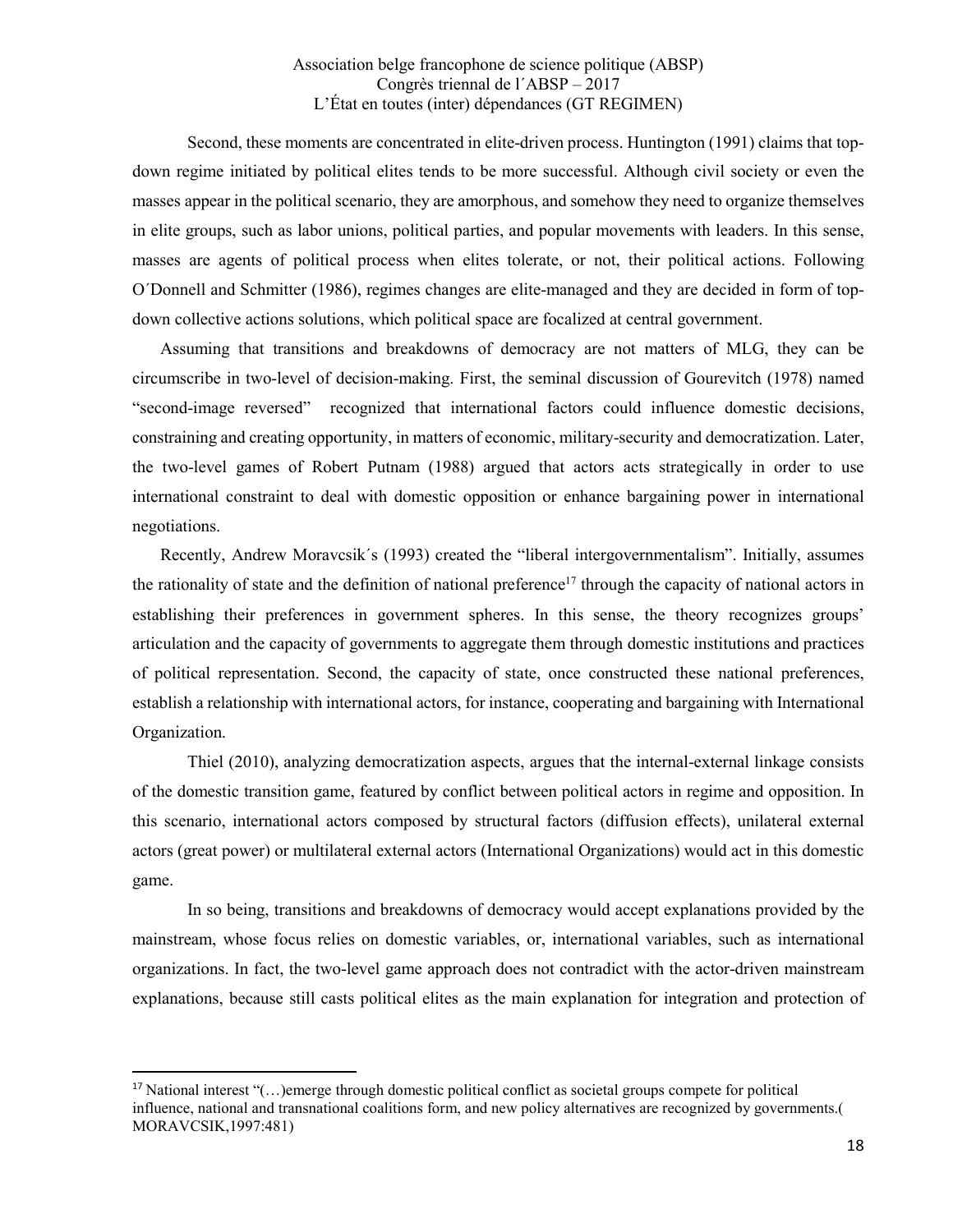Second, these moments are concentrated in elite-driven process. Huntington (1991) claims that top-down regime initiated by political elites tends to be more successful. Although civil society or even the masses appear in the political scenario, they are amorphous, and somehow they need to organize themselves in elite groups, such as labor unions, political parties, and popular movements with leaders. In this sense, masses are agents of political process when elites tolerate, or not, their political actions. Following O´Donnell and Schmitter (1986), regimes changes are elite-managed and they are decided in form of top-down collective actions solutions, which political space are focalized at central government.

Assuming that transitions and breakdowns of democracy are not matters of MLG, they can be circumscribe in two-level of decision-making. First, the seminal discussion of Gourevitch (1978) named "second-image reversed" recognized that international factors could influence domestic decisions, constraining and creating opportunity, in matters of economic, military-security and democratization. Later, the two-level games of Robert Putnam (1988) argued that actors acts strategically in order to use international constraint to deal with domestic opposition or enhance bargaining power in international negotiations.

Recently, Andrew Moravcsik´s (1993) created the "liberal intergovernmentalism". Initially, assumes the rationality of state and the definition of national preference[17] through the capacity of national actors in establishing their preferences in government spheres. In this sense, the theory recognizes groups' articulation and the capacity of governments to aggregate them through domestic institutions and practices of political representation. Second, the capacity of state, once constructed these national preferences, establish a relationship with international actors, for instance, cooperating and bargaining with International Organization.

Thiel (2010), analyzing democratization aspects, argues that the internal-external linkage consists of the domestic transition game, featured by conflict between political actors in regime and opposition. In this scenario, international actors composed by structural factors (diffusion effects), unilateral external actors (great power) or multilateral external actors (International Organizations) would act in this domestic game.

In so being, transitions and breakdowns of democracy would accept explanations provided by the mainstream, whose focus relies on domestic variables, or, international variables, such as international organizations. In fact, the two-level game approach does not contradict with the actor-driven mainstream explanations, because still casts political elites as the main explanation for integration and protection of

---

[17] National interest "(…)emerge through domestic political conflict as societal groups compete for political influence, national and transnational coalitions form, and new policy alternatives are recognized by governments.( MORAVCSIK,1997:481)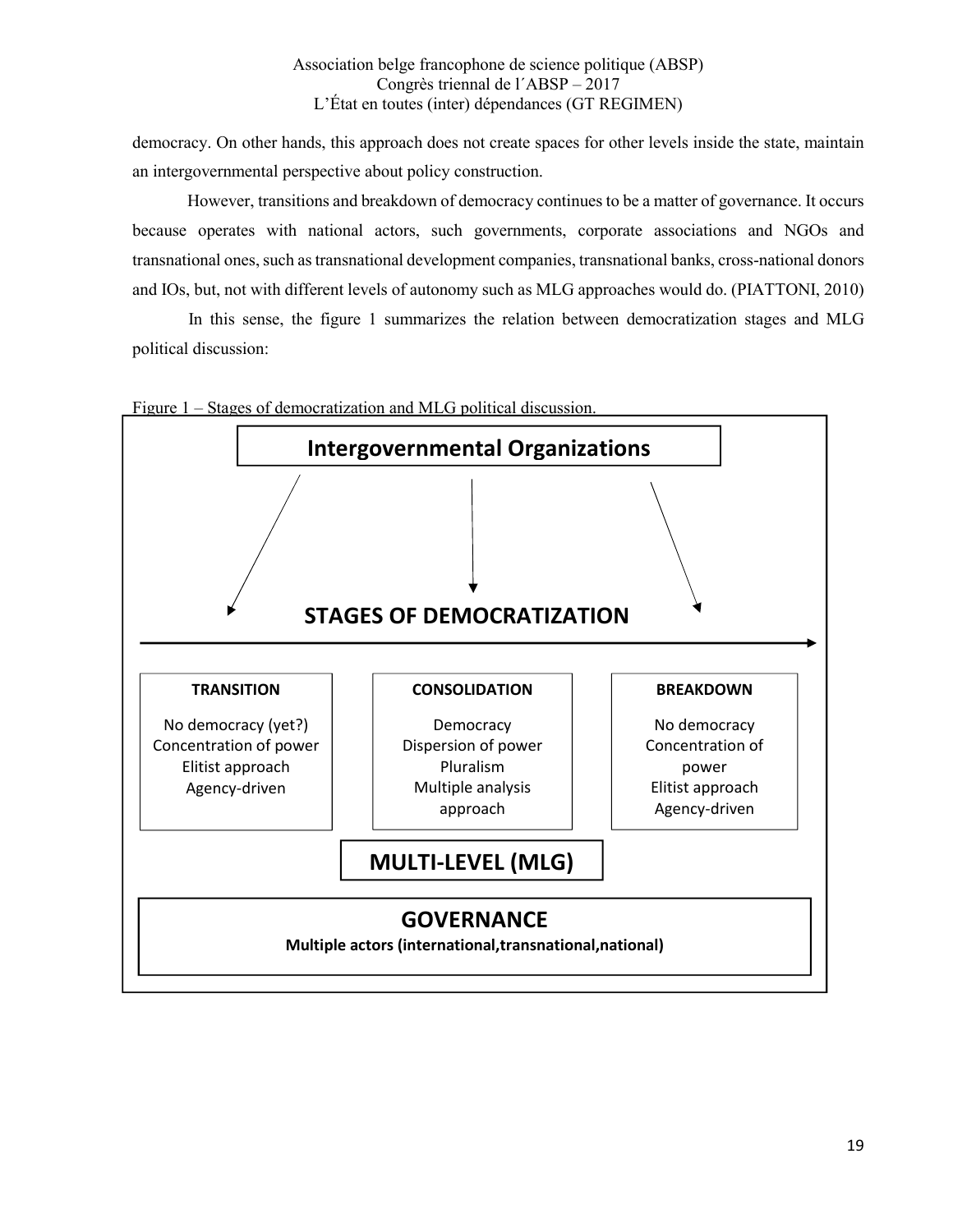democracy. On other hands, this approach does not create spaces for other levels inside the state, maintain an intergovernmental perspective about policy construction.

However, transitions and breakdown of democracy continues to be a matter of governance. It occurs because operates with national actors, such governments, corporate associations and NGOs and transnational ones, such as transnational development companies, transnational banks, cross-national donors and IOs, but, not with different levels of autonomy such as MLG approaches would do. (PIATTONI, 2010)

In this sense, the figure 1 summarizes the relation between democratization stages and MLG political discussion:

Figure 1 – Stages of democratization and MLG political discussion.

**Intergovernmental Organizations**

**STAGES OF DEMOCRATIZATION**

| TRANSITION | CONSOLIDATION | BREAKDOWN |
| --- | --- | --- |
| No democracy (yet?)<br>Concentration of power<br>Elitist approach<br>Agency-driven | Democracy<br>Dispersion of power<br>Pluralism<br>Multiple analysis approach | No democracy<br>Concentration of power<br>Elitist approach<br>Agency-driven |

**MULTI-LEVEL (MLG)**

**GOVERNANCE**

**Multiple actors (international,transnational,national)**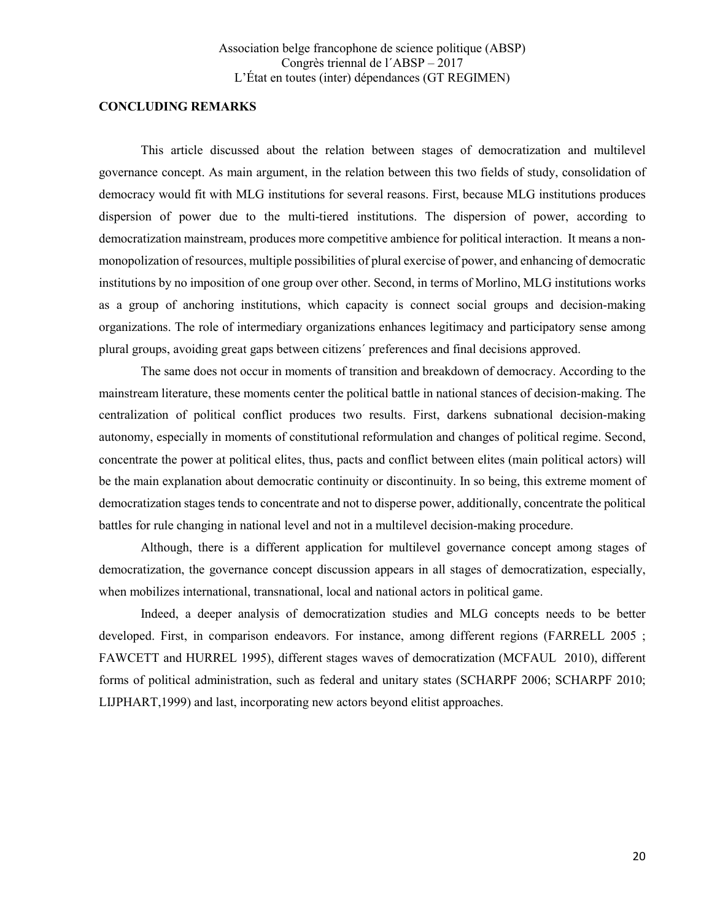## CONCLUDING REMARKS

This article discussed about the relation between stages of democratization and multilevel governance concept. As main argument, in the relation between this two fields of study, consolidation of democracy would fit with MLG institutions for several reasons. First, because MLG institutions produces dispersion of power due to the multi-tiered institutions. The dispersion of power, according to democratization mainstream, produces more competitive ambience for political interaction. It means a non-monopolization of resources, multiple possibilities of plural exercise of power, and enhancing of democratic institutions by no imposition of one group over other. Second, in terms of Morlino, MLG institutions works as a group of anchoring institutions, which capacity is connect social groups and decision-making organizations. The role of intermediary organizations enhances legitimacy and participatory sense among plural groups, avoiding great gaps between citizens´ preferences and final decisions approved.

The same does not occur in moments of transition and breakdown of democracy. According to the mainstream literature, these moments center the political battle in national stances of decision-making. The centralization of political conflict produces two results. First, darkens subnational decision-making autonomy, especially in moments of constitutional reformulation and changes of political regime. Second, concentrate the power at political elites, thus, pacts and conflict between elites (main political actors) will be the main explanation about democratic continuity or discontinuity. In so being, this extreme moment of democratization stages tends to concentrate and not to disperse power, additionally, concentrate the political battles for rule changing in national level and not in a multilevel decision-making procedure.

Although, there is a different application for multilevel governance concept among stages of democratization, the governance concept discussion appears in all stages of democratization, especially, when mobilizes international, transnational, local and national actors in political game.

Indeed, a deeper analysis of democratization studies and MLG concepts needs to be better developed. First, in comparison endeavors. For instance, among different regions (FARRELL 2005 ; FAWCETT and HURREL 1995), different stages waves of democratization (MCFAUL 2010), different forms of political administration, such as federal and unitary states (SCHARPF 2006; SCHARPF 2010; LIJPHART,1999) and last, incorporating new actors beyond elitist approaches.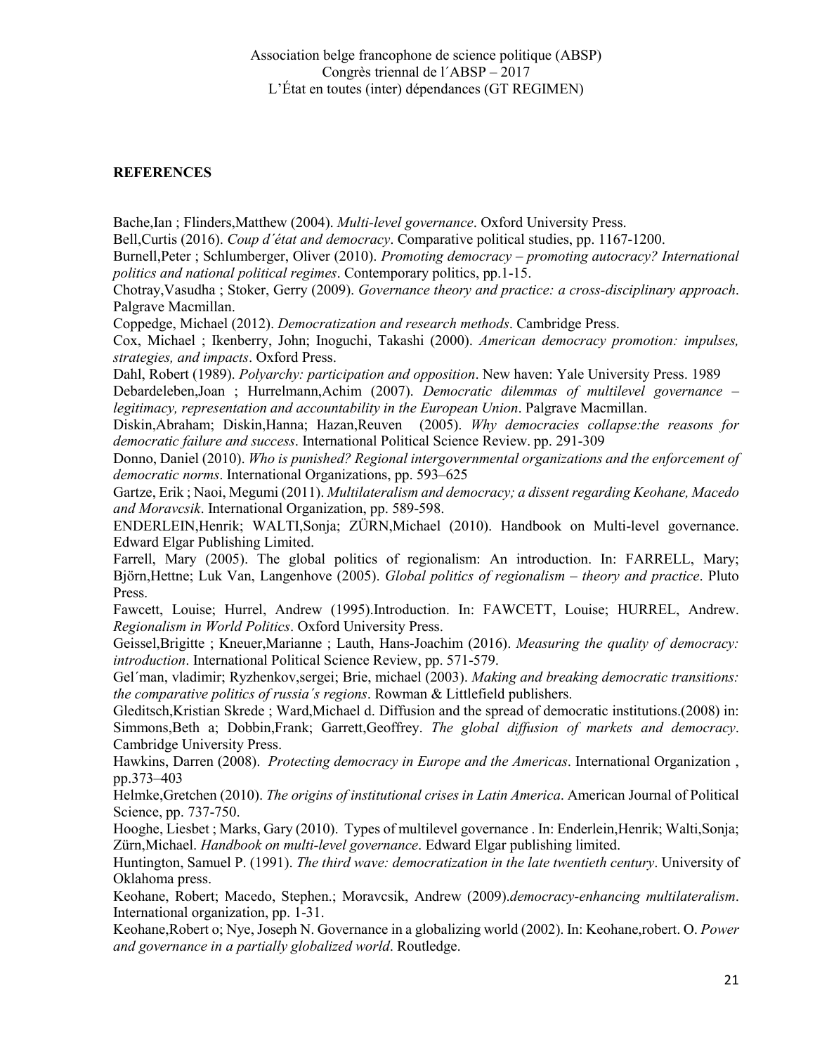## REFERENCES

Bache,Ian ; Flinders,Matthew (2004). *Multi-level governance*. Oxford University Press.

Bell,Curtis (2016). *Coup d´état and democracy*. Comparative political studies, pp. 1167-1200.

Burnell,Peter ; Schlumberger, Oliver (2010). *Promoting democracy – promoting autocracy? International politics and national political regimes*. Contemporary politics, pp.1-15.

Chotray,Vasudha ; Stoker, Gerry (2009). *Governance theory and practice: a cross-disciplinary approach*. Palgrave Macmillan.

Coppedge, Michael (2012). *Democratization and research methods*. Cambridge Press.

Cox, Michael ; Ikenberry, John; Inoguchi, Takashi (2000). *American democracy promotion: impulses, strategies, and impacts*. Oxford Press.

Dahl, Robert (1989). *Polyarchy: participation and opposition*. New haven: Yale University Press. 1989

Debardeleben,Joan ; Hurrelmann,Achim (2007). *Democratic dilemmas of multilevel governance – legitimacy, representation and accountability in the European Union*. Palgrave Macmillan.

Diskin,Abraham; Diskin,Hanna; Hazan,Reuven (2005). *Why democracies collapse:the reasons for democratic failure and success*. International Political Science Review. pp. 291-309

Donno, Daniel (2010). *Who is punished? Regional intergovernmental organizations and the enforcement of democratic norms*. International Organizations, pp. 593–625

Gartze, Erik ; Naoi, Megumi (2011). *Multilateralism and democracy; a dissent regarding Keohane, Macedo and Moravcsik*. International Organization, pp. 589-598.

ENDERLEIN,Henrik; WALTI,Sonja; ZÜRN,Michael (2010). Handbook on Multi-level governance. Edward Elgar Publishing Limited.

Farrell, Mary (2005). The global politics of regionalism: An introduction. In: FARRELL, Mary; Björn,Hettne; Luk Van, Langenhove (2005). *Global politics of regionalism – theory and practice*. Pluto Press.

Fawcett, Louise; Hurrel, Andrew (1995).Introduction. In: FAWCETT, Louise; HURREL, Andrew. *Regionalism in World Politics*. Oxford University Press.

Geissel,Brigitte ; Kneuer,Marianne ; Lauth, Hans-Joachim (2016). *Measuring the quality of democracy: introduction*. International Political Science Review, pp. 571-579.

Gel´man, vladimir; Ryzhenkov,sergei; Brie, michael (2003). *Making and breaking democratic transitions: the comparative politics of russia´s regions*. Rowman & Littlefield publishers.

Gleditsch,Kristian Skrede ; Ward,Michael d. Diffusion and the spread of democratic institutions.(2008) in: Simmons,Beth a; Dobbin,Frank; Garrett,Geoffrey. *The global diffusion of markets and democracy*. Cambridge University Press.

Hawkins, Darren (2008). *Protecting democracy in Europe and the Americas*. International Organization , pp.373–403

Helmke,Gretchen (2010). *The origins of institutional crises in Latin America*. American Journal of Political Science, pp. 737-750.

Hooghe, Liesbet ; Marks, Gary (2010). Types of multilevel governance . In: Enderlein,Henrik; Walti,Sonja; Zürn,Michael. *Handbook on multi-level governance*. Edward Elgar publishing limited.

Huntington, Samuel P. (1991). *The third wave: democratization in the late twentieth century*. University of Oklahoma press.

Keohane, Robert; Macedo, Stephen.; Moravcsik, Andrew (2009).*democracy-enhancing multilateralism*. International organization, pp. 1-31.

Keohane,Robert o; Nye, Joseph N. Governance in a globalizing world (2002). In: Keohane,robert. O. *Power and governance in a partially globalized world*. Routledge.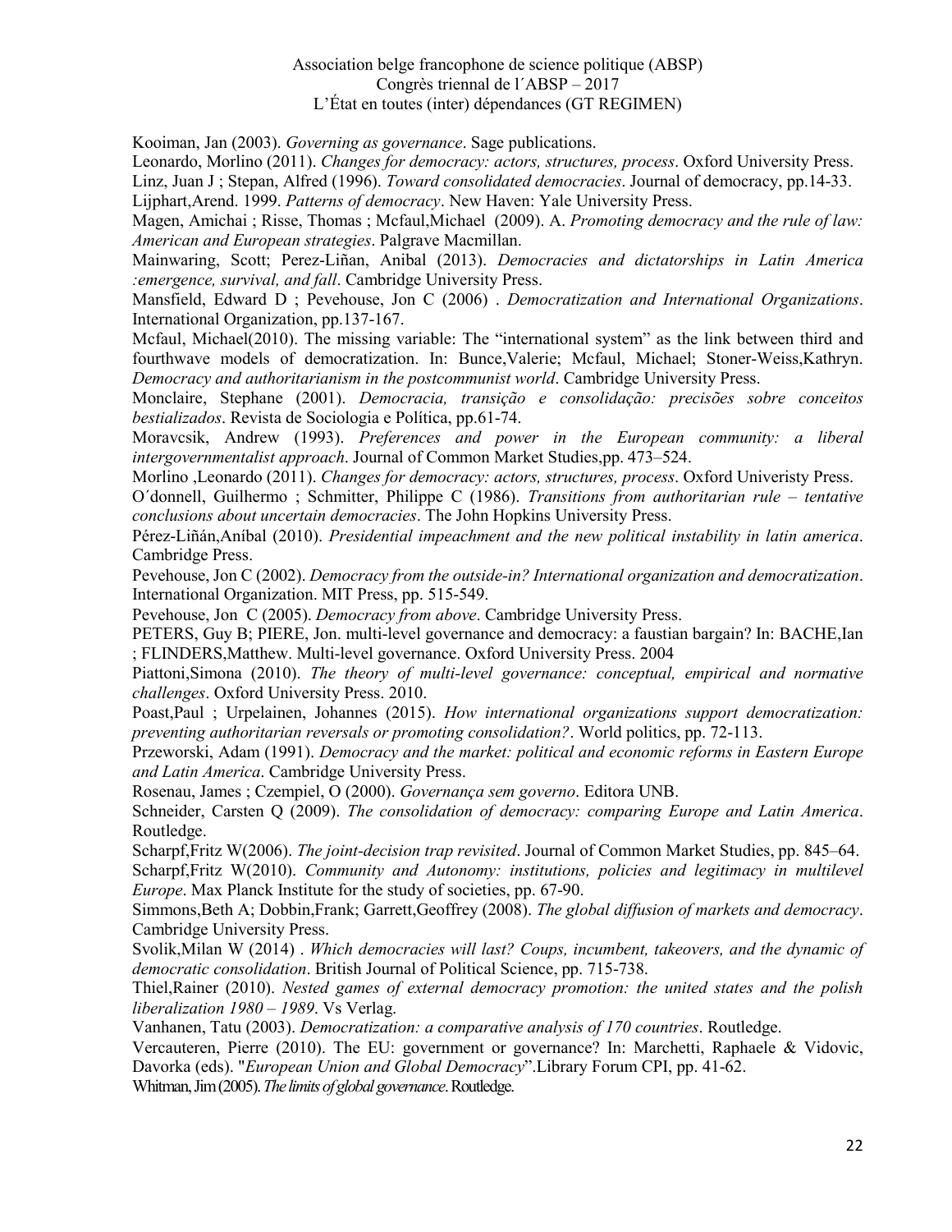Kooiman, Jan (2003). *Governing as governance*. Sage publications.

Leonardo, Morlino (2011). *Changes for democracy: actors, structures, process*. Oxford University Press.

Linz, Juan J ; Stepan, Alfred (1996). *Toward consolidated democracies*. Journal of democracy, pp.14-33.

Lijphart,Arend. 1999. *Patterns of democracy*. New Haven: Yale University Press.

Magen, Amichai ; Risse, Thomas ; Mcfaul,Michael (2009). A. *Promoting democracy and the rule of law: American and European strategies*. Palgrave Macmillan.

Mainwaring, Scott; Perez-Liñan, Anibal (2013). *Democracies and dictatorships in Latin America :emergence, survival, and fall*. Cambridge University Press.

Mansfield, Edward D ; Pevehouse, Jon C (2006) . *Democratization and International Organizations*. International Organization, pp.137-167.

Mcfaul, Michael(2010). The missing variable: The "international system" as the link between third and fourthwave models of democratization. In: Bunce,Valerie; Mcfaul, Michael; Stoner-Weiss,Kathryn. *Democracy and authoritarianism in the postcommunist world*. Cambridge University Press.

Monclaire, Stephane (2001). *Democracia, transição e consolidação: precisões sobre conceitos bestializados*. Revista de Sociologia e Política, pp.61-74.

Moravcsik, Andrew (1993). *Preferences and power in the European community: a liberal intergovernmentalist approach*. Journal of Common Market Studies,pp. 473–524.

Morlino ,Leonardo (2011). *Changes for democracy: actors, structures, process*. Oxford Univeristy Press.

O´donnell, Guilhermo ; Schmitter, Philippe C (1986). *Transitions from authoritarian rule – tentative conclusions about uncertain democracies*. The John Hopkins University Press.

Pérez-Liñán,Aníbal (2010). *Presidential impeachment and the new political instability in latin america*. Cambridge Press.

Pevehouse, Jon C (2002). *Democracy from the outside-in? International organization and democratization*. International Organization. MIT Press, pp. 515-549.

Pevehouse, Jon C (2005). *Democracy from above*. Cambridge University Press.

PETERS, Guy B; PIERE, Jon. multi-level governance and democracy: a faustian bargain? In: BACHE,Ian ; FLINDERS,Matthew. Multi-level governance. Oxford University Press. 2004

Piattoni,Simona (2010). *The theory of multi-level governance: conceptual, empirical and normative challenges*. Oxford University Press. 2010.

Poast,Paul ; Urpelainen, Johannes (2015). *How international organizations support democratization: preventing authoritarian reversals or promoting consolidation?*. World politics, pp. 72-113.

Przeworski, Adam (1991). *Democracy and the market: political and economic reforms in Eastern Europe and Latin America*. Cambridge University Press.

Rosenau, James ; Czempiel, O (2000). *Governança sem governo*. Editora UNB.

Schneider, Carsten Q (2009). *The consolidation of democracy: comparing Europe and Latin America*. Routledge.

Scharpf,Fritz W(2006). *The joint-decision trap revisited*. Journal of Common Market Studies, pp. 845–64.

Scharpf,Fritz W(2010). *Community and Autonomy: institutions, policies and legitimacy in multilevel Europe*. Max Planck Institute for the study of societies, pp. 67-90.

Simmons,Beth A; Dobbin,Frank; Garrett,Geoffrey (2008). *The global diffusion of markets and democracy*. Cambridge University Press.

Svolik,Milan W (2014) . *Which democracies will last? Coups, incumbent, takeovers, and the dynamic of democratic consolidation*. British Journal of Political Science, pp. 715-738.

Thiel,Rainer (2010). *Nested games of external democracy promotion: the united states and the polish liberalization 1980 – 1989*. Vs Verlag.

Vanhanen, Tatu (2003). *Democratization: a comparative analysis of 170 countries*. Routledge.

Vercauteren, Pierre (2010). The EU: government or governance? In: Marchetti, Raphaele & Vidovic, Davorka (eds). "*European Union and Global Democracy*".Library Forum CPI, pp. 41-62.

Whitman, Jim (2005). *The limits of global governance*. Routledge.